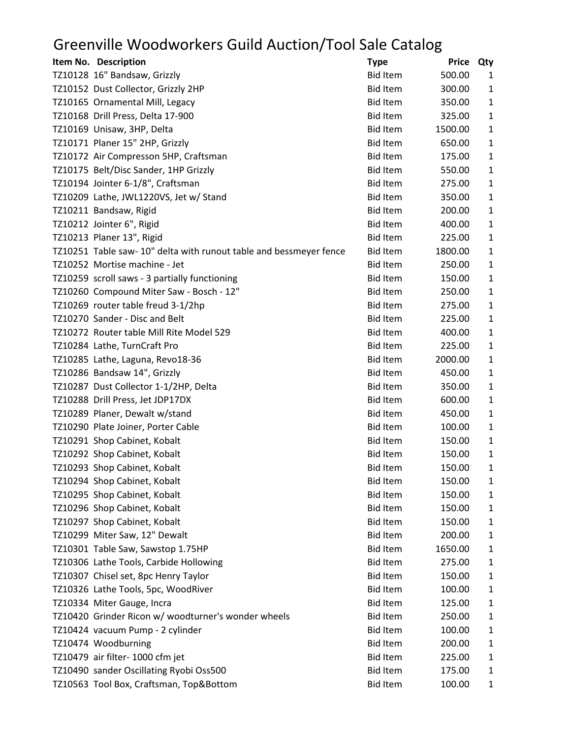# Greenville Woodworkers Guild Auction/Tool Sale Catalog

| Item No. | Description | Type | Price | Qty |
|---|---|---|---|---|
| TZ10128 | 16" Bandsaw, Grizzly | Bid Item | 500.00 | 1 |
| TZ10152 | Dust Collector, Grizzly 2HP | Bid Item | 300.00 | 1 |
| TZ10165 | Ornamental Mill, Legacy | Bid Item | 350.00 | 1 |
| TZ10168 | Drill Press, Delta 17-900 | Bid Item | 325.00 | 1 |
| TZ10169 | Unisaw, 3HP, Delta | Bid Item | 1500.00 | 1 |
| TZ10171 | Planer 15" 2HP, Grizzly | Bid Item | 650.00 | 1 |
| TZ10172 | Air Compresson 5HP, Craftsman | Bid Item | 175.00 | 1 |
| TZ10175 | Belt/Disc Sander, 1HP Grizzly | Bid Item | 550.00 | 1 |
| TZ10194 | Jointer 6-1/8", Craftsman | Bid Item | 275.00 | 1 |
| TZ10209 | Lathe, JWL1220VS, Jet w/ Stand | Bid Item | 350.00 | 1 |
| TZ10211 | Bandsaw, Rigid | Bid Item | 200.00 | 1 |
| TZ10212 | Jointer 6", Rigid | Bid Item | 400.00 | 1 |
| TZ10213 | Planer 13", Rigid | Bid Item | 225.00 | 1 |
| TZ10251 | Table saw- 10" delta with runout table and bessmeyer fence | Bid Item | 1800.00 | 1 |
| TZ10252 | Mortise machine - Jet | Bid Item | 250.00 | 1 |
| TZ10259 | scroll saws - 3 partially functioning | Bid Item | 150.00 | 1 |
| TZ10260 | Compound Miter Saw - Bosch - 12" | Bid Item | 250.00 | 1 |
| TZ10269 | router table freud 3-1/2hp | Bid Item | 275.00 | 1 |
| TZ10270 | Sander - Disc and Belt | Bid Item | 225.00 | 1 |
| TZ10272 | Router table Mill Rite Model 529 | Bid Item | 400.00 | 1 |
| TZ10284 | Lathe, TurnCraft Pro | Bid Item | 225.00 | 1 |
| TZ10285 | Lathe, Laguna, Revo18-36 | Bid Item | 2000.00 | 1 |
| TZ10286 | Bandsaw 14", Grizzly | Bid Item | 450.00 | 1 |
| TZ10287 | Dust Collector 1-1/2HP, Delta | Bid Item | 350.00 | 1 |
| TZ10288 | Drill Press, Jet JDP17DX | Bid Item | 600.00 | 1 |
| TZ10289 | Planer, Dewalt w/stand | Bid Item | 450.00 | 1 |
| TZ10290 | Plate Joiner, Porter Cable | Bid Item | 100.00 | 1 |
| TZ10291 | Shop Cabinet, Kobalt | Bid Item | 150.00 | 1 |
| TZ10292 | Shop Cabinet, Kobalt | Bid Item | 150.00 | 1 |
| TZ10293 | Shop Cabinet, Kobalt | Bid Item | 150.00 | 1 |
| TZ10294 | Shop Cabinet, Kobalt | Bid Item | 150.00 | 1 |
| TZ10295 | Shop Cabinet, Kobalt | Bid Item | 150.00 | 1 |
| TZ10296 | Shop Cabinet, Kobalt | Bid Item | 150.00 | 1 |
| TZ10297 | Shop Cabinet, Kobalt | Bid Item | 150.00 | 1 |
| TZ10299 | Miter Saw, 12" Dewalt | Bid Item | 200.00 | 1 |
| TZ10301 | Table Saw, Sawstop 1.75HP | Bid Item | 1650.00 | 1 |
| TZ10306 | Lathe Tools, Carbide Hollowing | Bid Item | 275.00 | 1 |
| TZ10307 | Chisel set, 8pc Henry Taylor | Bid Item | 150.00 | 1 |
| TZ10326 | Lathe Tools, 5pc, WoodRiver | Bid Item | 100.00 | 1 |
| TZ10334 | Miter Gauge, Incra | Bid Item | 125.00 | 1 |
| TZ10420 | Grinder Ricon w/ woodturner's wonder wheels | Bid Item | 250.00 | 1 |
| TZ10424 | vacuum Pump - 2 cylinder | Bid Item | 100.00 | 1 |
| TZ10474 | Woodburning | Bid Item | 200.00 | 1 |
| TZ10479 | air filter- 1000 cfm jet | Bid Item | 225.00 | 1 |
| TZ10490 | sander Oscillating Ryobi Oss500 | Bid Item | 175.00 | 1 |
| TZ10563 | Tool Box, Craftsman, Top&Bottom | Bid Item | 100.00 | 1 |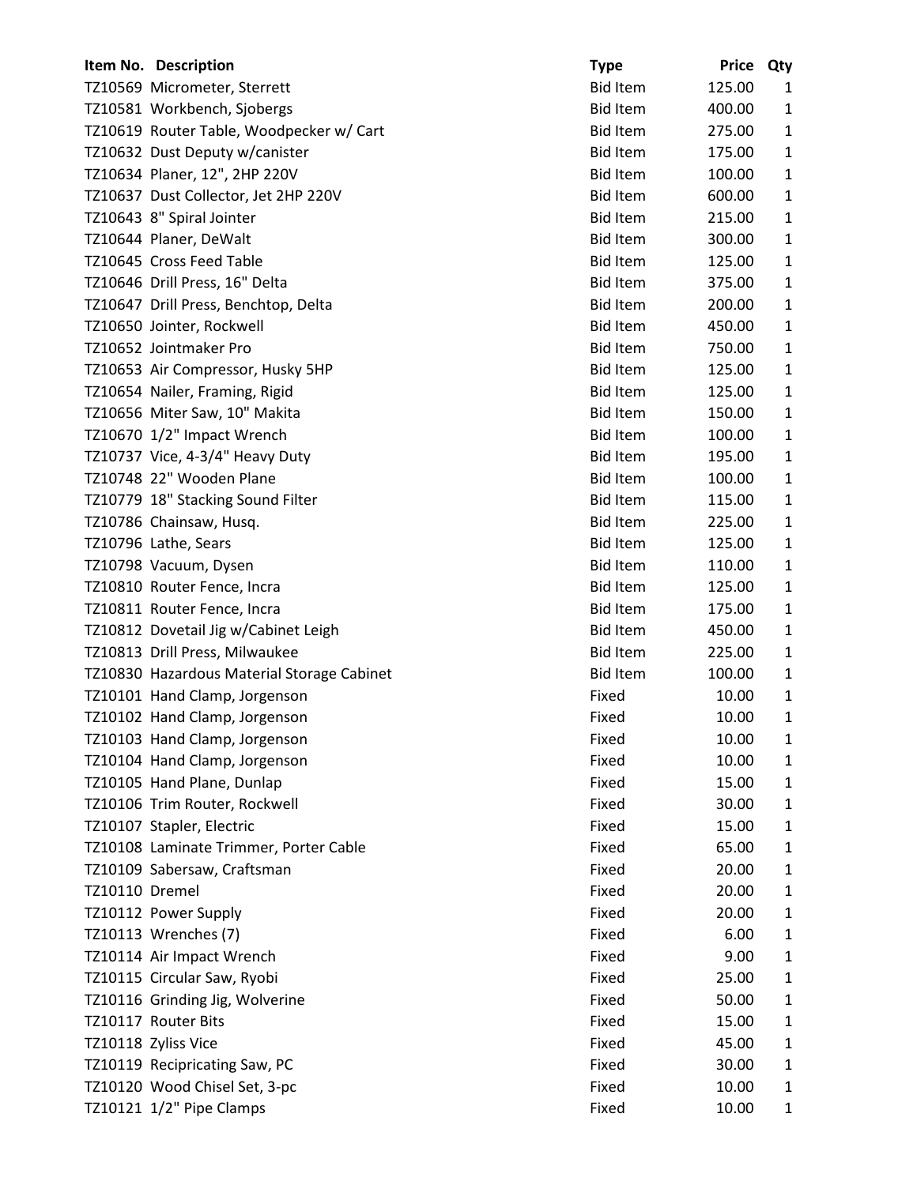| Item No. | Description | Type | Price | Qty |
|---|---|---|---|---|
| TZ10569 | Micrometer, Sterrett | Bid Item | 125.00 | 1 |
| TZ10581 | Workbench, Sjobergs | Bid Item | 400.00 | 1 |
| TZ10619 | Router Table, Woodpecker w/ Cart | Bid Item | 275.00 | 1 |
| TZ10632 | Dust Deputy w/canister | Bid Item | 175.00 | 1 |
| TZ10634 | Planer, 12", 2HP 220V | Bid Item | 100.00 | 1 |
| TZ10637 | Dust Collector, Jet 2HP 220V | Bid Item | 600.00 | 1 |
| TZ10643 | 8" Spiral Jointer | Bid Item | 215.00 | 1 |
| TZ10644 | Planer, DeWalt | Bid Item | 300.00 | 1 |
| TZ10645 | Cross Feed Table | Bid Item | 125.00 | 1 |
| TZ10646 | Drill Press, 16" Delta | Bid Item | 375.00 | 1 |
| TZ10647 | Drill Press, Benchtop, Delta | Bid Item | 200.00 | 1 |
| TZ10650 | Jointer, Rockwell | Bid Item | 450.00 | 1 |
| TZ10652 | Jointmaker Pro | Bid Item | 750.00 | 1 |
| TZ10653 | Air Compressor, Husky 5HP | Bid Item | 125.00 | 1 |
| TZ10654 | Nailer, Framing, Rigid | Bid Item | 125.00 | 1 |
| TZ10656 | Miter Saw, 10" Makita | Bid Item | 150.00 | 1 |
| TZ10670 | 1/2" Impact Wrench | Bid Item | 100.00 | 1 |
| TZ10737 | Vice, 4-3/4" Heavy Duty | Bid Item | 195.00 | 1 |
| TZ10748 | 22" Wooden Plane | Bid Item | 100.00 | 1 |
| TZ10779 | 18" Stacking Sound Filter | Bid Item | 115.00 | 1 |
| TZ10786 | Chainsaw, Husq. | Bid Item | 225.00 | 1 |
| TZ10796 | Lathe, Sears | Bid Item | 125.00 | 1 |
| TZ10798 | Vacuum, Dysen | Bid Item | 110.00 | 1 |
| TZ10810 | Router Fence, Incra | Bid Item | 125.00 | 1 |
| TZ10811 | Router Fence, Incra | Bid Item | 175.00 | 1 |
| TZ10812 | Dovetail Jig w/Cabinet Leigh | Bid Item | 450.00 | 1 |
| TZ10813 | Drill Press, Milwaukee | Bid Item | 225.00 | 1 |
| TZ10830 | Hazardous Material Storage Cabinet | Bid Item | 100.00 | 1 |
| TZ10101 | Hand Clamp, Jorgenson | Fixed | 10.00 | 1 |
| TZ10102 | Hand Clamp, Jorgenson | Fixed | 10.00 | 1 |
| TZ10103 | Hand Clamp, Jorgenson | Fixed | 10.00 | 1 |
| TZ10104 | Hand Clamp, Jorgenson | Fixed | 10.00 | 1 |
| TZ10105 | Hand Plane, Dunlap | Fixed | 15.00 | 1 |
| TZ10106 | Trim Router, Rockwell | Fixed | 30.00 | 1 |
| TZ10107 | Stapler, Electric | Fixed | 15.00 | 1 |
| TZ10108 | Laminate Trimmer, Porter Cable | Fixed | 65.00 | 1 |
| TZ10109 | Sabersaw, Craftsman | Fixed | 20.00 | 1 |
| TZ10110 | Dremel | Fixed | 20.00 | 1 |
| TZ10112 | Power Supply | Fixed | 20.00 | 1 |
| TZ10113 | Wrenches (7) | Fixed | 6.00 | 1 |
| TZ10114 | Air Impact Wrench | Fixed | 9.00 | 1 |
| TZ10115 | Circular Saw, Ryobi | Fixed | 25.00 | 1 |
| TZ10116 | Grinding Jig, Wolverine | Fixed | 50.00 | 1 |
| TZ10117 | Router Bits | Fixed | 15.00 | 1 |
| TZ10118 | Zyliss Vice | Fixed | 45.00 | 1 |
| TZ10119 | Reciprocating Saw, PC | Fixed | 30.00 | 1 |
| TZ10120 | Wood Chisel Set, 3-pc | Fixed | 10.00 | 1 |
| TZ10121 | 1/2" Pipe Clamps | Fixed | 10.00 | 1 |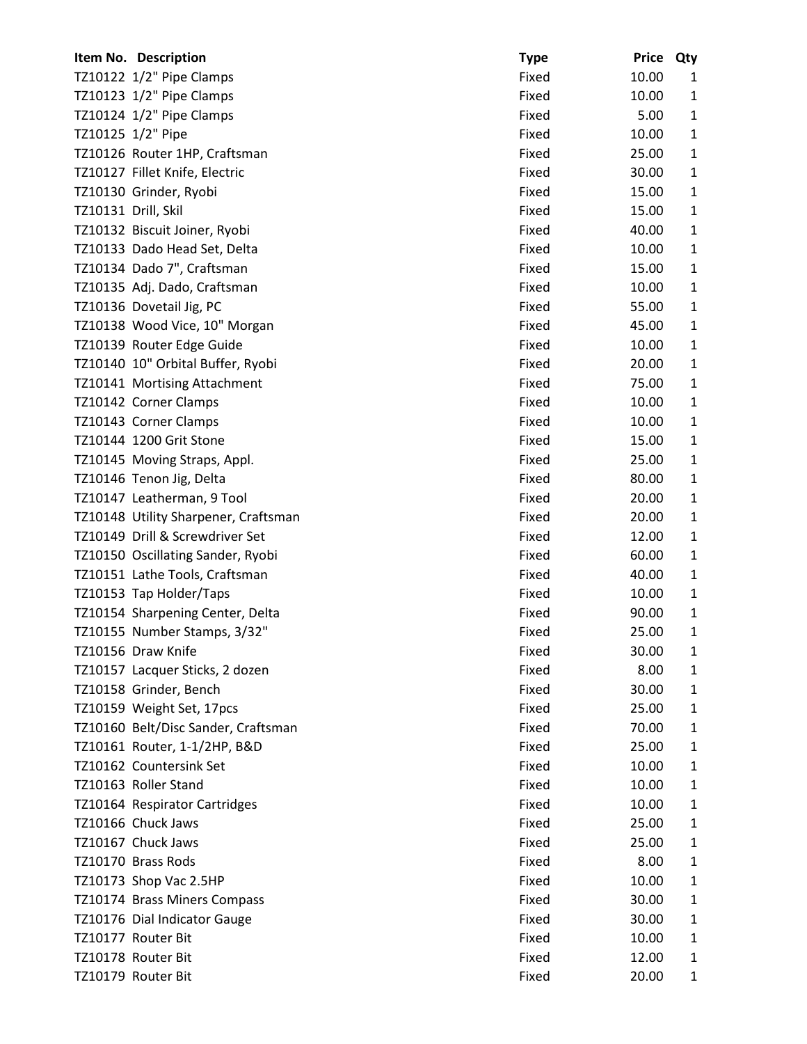| Item No. | Description | Type | Price | Qty |
|---|---|---|---|---|
| TZ10122 | 1/2" Pipe Clamps | Fixed | 10.00 | 1 |
| TZ10123 | 1/2" Pipe Clamps | Fixed | 10.00 | 1 |
| TZ10124 | 1/2" Pipe Clamps | Fixed | 5.00 | 1 |
| TZ10125 | 1/2" Pipe | Fixed | 10.00 | 1 |
| TZ10126 | Router 1HP, Craftsman | Fixed | 25.00 | 1 |
| TZ10127 | Fillet Knife, Electric | Fixed | 30.00 | 1 |
| TZ10130 | Grinder, Ryobi | Fixed | 15.00 | 1 |
| TZ10131 | Drill, Skil | Fixed | 15.00 | 1 |
| TZ10132 | Biscuit Joiner, Ryobi | Fixed | 40.00 | 1 |
| TZ10133 | Dado Head Set, Delta | Fixed | 10.00 | 1 |
| TZ10134 | Dado 7", Craftsman | Fixed | 15.00 | 1 |
| TZ10135 | Adj. Dado, Craftsman | Fixed | 10.00 | 1 |
| TZ10136 | Dovetail Jig, PC | Fixed | 55.00 | 1 |
| TZ10138 | Wood Vice, 10" Morgan | Fixed | 45.00 | 1 |
| TZ10139 | Router Edge Guide | Fixed | 10.00 | 1 |
| TZ10140 | 10" Orbital Buffer, Ryobi | Fixed | 20.00 | 1 |
| TZ10141 | Mortising Attachment | Fixed | 75.00 | 1 |
| TZ10142 | Corner Clamps | Fixed | 10.00 | 1 |
| TZ10143 | Corner Clamps | Fixed | 10.00 | 1 |
| TZ10144 | 1200 Grit Stone | Fixed | 15.00 | 1 |
| TZ10145 | Moving Straps, Appl. | Fixed | 25.00 | 1 |
| TZ10146 | Tenon Jig, Delta | Fixed | 80.00 | 1 |
| TZ10147 | Leatherman, 9 Tool | Fixed | 20.00 | 1 |
| TZ10148 | Utility Sharpener, Craftsman | Fixed | 20.00 | 1 |
| TZ10149 | Drill & Screwdriver Set | Fixed | 12.00 | 1 |
| TZ10150 | Oscillating Sander, Ryobi | Fixed | 60.00 | 1 |
| TZ10151 | Lathe Tools, Craftsman | Fixed | 40.00 | 1 |
| TZ10153 | Tap Holder/Taps | Fixed | 10.00 | 1 |
| TZ10154 | Sharpening Center, Delta | Fixed | 90.00 | 1 |
| TZ10155 | Number Stamps, 3/32" | Fixed | 25.00 | 1 |
| TZ10156 | Draw Knife | Fixed | 30.00 | 1 |
| TZ10157 | Lacquer Sticks, 2 dozen | Fixed | 8.00 | 1 |
| TZ10158 | Grinder, Bench | Fixed | 30.00 | 1 |
| TZ10159 | Weight Set, 17pcs | Fixed | 25.00 | 1 |
| TZ10160 | Belt/Disc Sander, Craftsman | Fixed | 70.00 | 1 |
| TZ10161 | Router, 1-1/2HP, B&D | Fixed | 25.00 | 1 |
| TZ10162 | Countersink Set | Fixed | 10.00 | 1 |
| TZ10163 | Roller Stand | Fixed | 10.00 | 1 |
| TZ10164 | Respirator Cartridges | Fixed | 10.00 | 1 |
| TZ10166 | Chuck Jaws | Fixed | 25.00 | 1 |
| TZ10167 | Chuck Jaws | Fixed | 25.00 | 1 |
| TZ10170 | Brass Rods | Fixed | 8.00 | 1 |
| TZ10173 | Shop Vac 2.5HP | Fixed | 10.00 | 1 |
| TZ10174 | Brass Miners Compass | Fixed | 30.00 | 1 |
| TZ10176 | Dial Indicator Gauge | Fixed | 30.00 | 1 |
| TZ10177 | Router Bit | Fixed | 10.00 | 1 |
| TZ10178 | Router Bit | Fixed | 12.00 | 1 |
| TZ10179 | Router Bit | Fixed | 20.00 | 1 |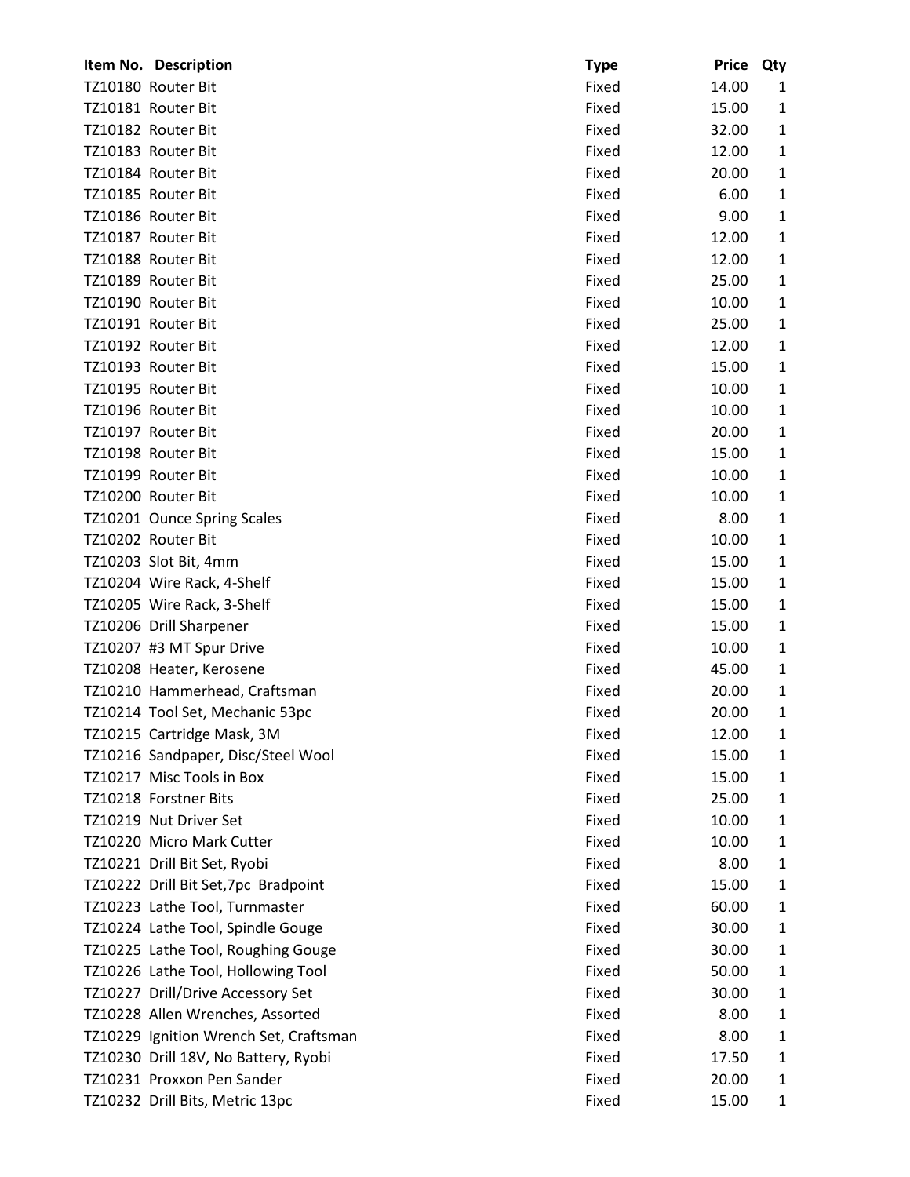| Item No. | Description | Type | Price | Qty |
|---|---|---|---|---|
| TZ10180 | Router Bit | Fixed | 14.00 | 1 |
| TZ10181 | Router Bit | Fixed | 15.00 | 1 |
| TZ10182 | Router Bit | Fixed | 32.00 | 1 |
| TZ10183 | Router Bit | Fixed | 12.00 | 1 |
| TZ10184 | Router Bit | Fixed | 20.00 | 1 |
| TZ10185 | Router Bit | Fixed | 6.00 | 1 |
| TZ10186 | Router Bit | Fixed | 9.00 | 1 |
| TZ10187 | Router Bit | Fixed | 12.00 | 1 |
| TZ10188 | Router Bit | Fixed | 12.00 | 1 |
| TZ10189 | Router Bit | Fixed | 25.00 | 1 |
| TZ10190 | Router Bit | Fixed | 10.00 | 1 |
| TZ10191 | Router Bit | Fixed | 25.00 | 1 |
| TZ10192 | Router Bit | Fixed | 12.00 | 1 |
| TZ10193 | Router Bit | Fixed | 15.00 | 1 |
| TZ10195 | Router Bit | Fixed | 10.00 | 1 |
| TZ10196 | Router Bit | Fixed | 10.00 | 1 |
| TZ10197 | Router Bit | Fixed | 20.00 | 1 |
| TZ10198 | Router Bit | Fixed | 15.00 | 1 |
| TZ10199 | Router Bit | Fixed | 10.00 | 1 |
| TZ10200 | Router Bit | Fixed | 10.00 | 1 |
| TZ10201 | Ounce Spring Scales | Fixed | 8.00 | 1 |
| TZ10202 | Router Bit | Fixed | 10.00 | 1 |
| TZ10203 | Slot Bit, 4mm | Fixed | 15.00 | 1 |
| TZ10204 | Wire Rack, 4-Shelf | Fixed | 15.00 | 1 |
| TZ10205 | Wire Rack, 3-Shelf | Fixed | 15.00 | 1 |
| TZ10206 | Drill Sharpener | Fixed | 15.00 | 1 |
| TZ10207 | #3 MT Spur Drive | Fixed | 10.00 | 1 |
| TZ10208 | Heater, Kerosene | Fixed | 45.00 | 1 |
| TZ10210 | Hammerhead, Craftsman | Fixed | 20.00 | 1 |
| TZ10214 | Tool Set, Mechanic 53pc | Fixed | 20.00 | 1 |
| TZ10215 | Cartridge Mask, 3M | Fixed | 12.00 | 1 |
| TZ10216 | Sandpaper, Disc/Steel Wool | Fixed | 15.00 | 1 |
| TZ10217 | Misc Tools in Box | Fixed | 15.00 | 1 |
| TZ10218 | Forstner Bits | Fixed | 25.00 | 1 |
| TZ10219 | Nut Driver Set | Fixed | 10.00 | 1 |
| TZ10220 | Micro Mark Cutter | Fixed | 10.00 | 1 |
| TZ10221 | Drill Bit Set, Ryobi | Fixed | 8.00 | 1 |
| TZ10222 | Drill Bit Set,7pc Bradpoint | Fixed | 15.00 | 1 |
| TZ10223 | Lathe Tool, Turnmaster | Fixed | 60.00 | 1 |
| TZ10224 | Lathe Tool, Spindle Gouge | Fixed | 30.00 | 1 |
| TZ10225 | Lathe Tool, Roughing Gouge | Fixed | 30.00 | 1 |
| TZ10226 | Lathe Tool, Hollowing Tool | Fixed | 50.00 | 1 |
| TZ10227 | Drill/Drive Accessory Set | Fixed | 30.00 | 1 |
| TZ10228 | Allen Wrenches, Assorted | Fixed | 8.00 | 1 |
| TZ10229 | Ignition Wrench Set, Craftsman | Fixed | 8.00 | 1 |
| TZ10230 | Drill 18V, No Battery, Ryobi | Fixed | 17.50 | 1 |
| TZ10231 | Proxxon Pen Sander | Fixed | 20.00 | 1 |
| TZ10232 | Drill Bits, Metric 13pc | Fixed | 15.00 | 1 |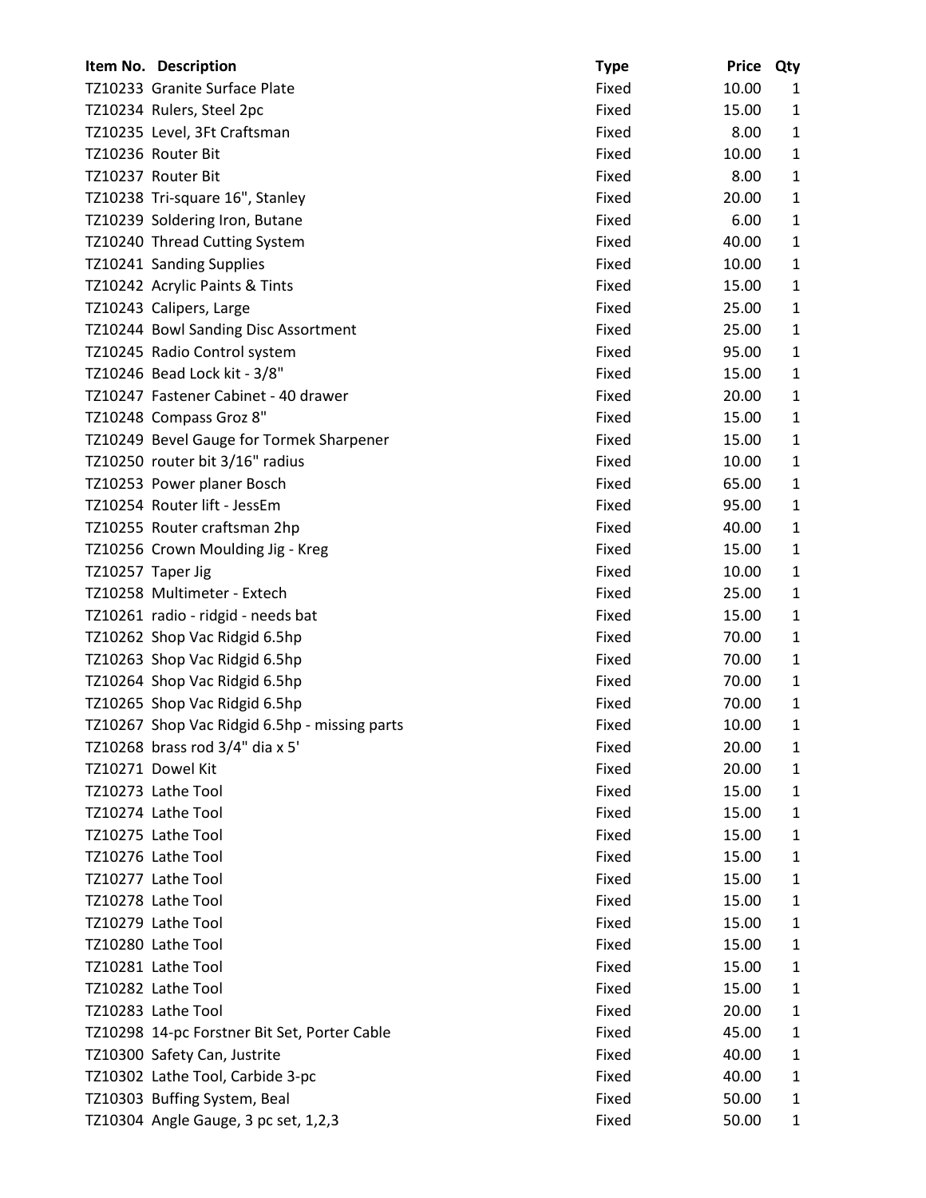| Item No. | Description | Type | Price | Qty |
|---|---|---|---|---|
| TZ10233 | Granite Surface Plate | Fixed | 10.00 | 1 |
| TZ10234 | Rulers, Steel 2pc | Fixed | 15.00 | 1 |
| TZ10235 | Level, 3Ft Craftsman | Fixed | 8.00 | 1 |
| TZ10236 | Router Bit | Fixed | 10.00 | 1 |
| TZ10237 | Router Bit | Fixed | 8.00 | 1 |
| TZ10238 | Tri-square 16", Stanley | Fixed | 20.00 | 1 |
| TZ10239 | Soldering Iron, Butane | Fixed | 6.00 | 1 |
| TZ10240 | Thread Cutting System | Fixed | 40.00 | 1 |
| TZ10241 | Sanding Supplies | Fixed | 10.00 | 1 |
| TZ10242 | Acrylic Paints & Tints | Fixed | 15.00 | 1 |
| TZ10243 | Calipers, Large | Fixed | 25.00 | 1 |
| TZ10244 | Bowl Sanding Disc Assortment | Fixed | 25.00 | 1 |
| TZ10245 | Radio Control system | Fixed | 95.00 | 1 |
| TZ10246 | Bead Lock kit - 3/8" | Fixed | 15.00 | 1 |
| TZ10247 | Fastener Cabinet - 40 drawer | Fixed | 20.00 | 1 |
| TZ10248 | Compass Groz 8" | Fixed | 15.00 | 1 |
| TZ10249 | Bevel Gauge for Tormek Sharpener | Fixed | 15.00 | 1 |
| TZ10250 | router bit 3/16" radius | Fixed | 10.00 | 1 |
| TZ10253 | Power planer Bosch | Fixed | 65.00 | 1 |
| TZ10254 | Router lift - JessEm | Fixed | 95.00 | 1 |
| TZ10255 | Router craftsman 2hp | Fixed | 40.00 | 1 |
| TZ10256 | Crown Moulding Jig - Kreg | Fixed | 15.00 | 1 |
| TZ10257 | Taper Jig | Fixed | 10.00 | 1 |
| TZ10258 | Multimeter - Extech | Fixed | 25.00 | 1 |
| TZ10261 | radio - ridgid - needs bat | Fixed | 15.00 | 1 |
| TZ10262 | Shop Vac Ridgid 6.5hp | Fixed | 70.00 | 1 |
| TZ10263 | Shop Vac Ridgid 6.5hp | Fixed | 70.00 | 1 |
| TZ10264 | Shop Vac Ridgid 6.5hp | Fixed | 70.00 | 1 |
| TZ10265 | Shop Vac Ridgid 6.5hp | Fixed | 70.00 | 1 |
| TZ10267 | Shop Vac Ridgid 6.5hp - missing parts | Fixed | 10.00 | 1 |
| TZ10268 | brass rod 3/4" dia x 5' | Fixed | 20.00 | 1 |
| TZ10271 | Dowel Kit | Fixed | 20.00 | 1 |
| TZ10273 | Lathe Tool | Fixed | 15.00 | 1 |
| TZ10274 | Lathe Tool | Fixed | 15.00 | 1 |
| TZ10275 | Lathe Tool | Fixed | 15.00 | 1 |
| TZ10276 | Lathe Tool | Fixed | 15.00 | 1 |
| TZ10277 | Lathe Tool | Fixed | 15.00 | 1 |
| TZ10278 | Lathe Tool | Fixed | 15.00 | 1 |
| TZ10279 | Lathe Tool | Fixed | 15.00 | 1 |
| TZ10280 | Lathe Tool | Fixed | 15.00 | 1 |
| TZ10281 | Lathe Tool | Fixed | 15.00 | 1 |
| TZ10282 | Lathe Tool | Fixed | 15.00 | 1 |
| TZ10283 | Lathe Tool | Fixed | 20.00 | 1 |
| TZ10298 | 14-pc Forstner Bit Set, Porter Cable | Fixed | 45.00 | 1 |
| TZ10300 | Safety Can, Justrite | Fixed | 40.00 | 1 |
| TZ10302 | Lathe Tool, Carbide 3-pc | Fixed | 40.00 | 1 |
| TZ10303 | Buffing System, Beal | Fixed | 50.00 | 1 |
| TZ10304 | Angle Gauge, 3 pc set, 1,2,3 | Fixed | 50.00 | 1 |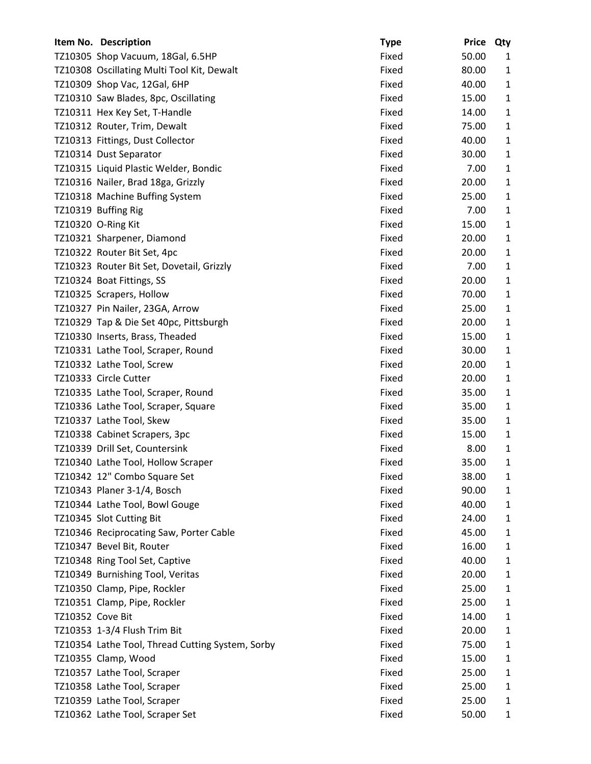| Item No. | Description | Type | Price | Qty |
| --- | --- | --- | --- | --- |
| TZ10305 | Shop Vacuum, 18Gal, 6.5HP | Fixed | 50.00 | 1 |
| TZ10308 | Oscillating Multi Tool Kit, Dewalt | Fixed | 80.00 | 1 |
| TZ10309 | Shop Vac, 12Gal, 6HP | Fixed | 40.00 | 1 |
| TZ10310 | Saw Blades, 8pc, Oscillating | Fixed | 15.00 | 1 |
| TZ10311 | Hex Key Set, T-Handle | Fixed | 14.00 | 1 |
| TZ10312 | Router, Trim, Dewalt | Fixed | 75.00 | 1 |
| TZ10313 | Fittings, Dust Collector | Fixed | 40.00 | 1 |
| TZ10314 | Dust Separator | Fixed | 30.00 | 1 |
| TZ10315 | Liquid Plastic Welder, Bondic | Fixed | 7.00 | 1 |
| TZ10316 | Nailer, Brad 18ga, Grizzly | Fixed | 20.00 | 1 |
| TZ10318 | Machine Buffing System | Fixed | 25.00 | 1 |
| TZ10319 | Buffing Rig | Fixed | 7.00 | 1 |
| TZ10320 | O-Ring Kit | Fixed | 15.00 | 1 |
| TZ10321 | Sharpener, Diamond | Fixed | 20.00 | 1 |
| TZ10322 | Router Bit Set, 4pc | Fixed | 20.00 | 1 |
| TZ10323 | Router Bit Set, Dovetail, Grizzly | Fixed | 7.00 | 1 |
| TZ10324 | Boat Fittings, SS | Fixed | 20.00 | 1 |
| TZ10325 | Scrapers, Hollow | Fixed | 70.00 | 1 |
| TZ10327 | Pin Nailer, 23GA, Arrow | Fixed | 25.00 | 1 |
| TZ10329 | Tap & Die Set 40pc, Pittsburgh | Fixed | 20.00 | 1 |
| TZ10330 | Inserts, Brass, Theaded | Fixed | 15.00 | 1 |
| TZ10331 | Lathe Tool, Scraper, Round | Fixed | 30.00 | 1 |
| TZ10332 | Lathe Tool, Screw | Fixed | 20.00 | 1 |
| TZ10333 | Circle Cutter | Fixed | 20.00 | 1 |
| TZ10335 | Lathe Tool, Scraper, Round | Fixed | 35.00 | 1 |
| TZ10336 | Lathe Tool, Scraper, Square | Fixed | 35.00 | 1 |
| TZ10337 | Lathe Tool, Skew | Fixed | 35.00 | 1 |
| TZ10338 | Cabinet Scrapers, 3pc | Fixed | 15.00 | 1 |
| TZ10339 | Drill Set, Countersink | Fixed | 8.00 | 1 |
| TZ10340 | Lathe Tool, Hollow Scraper | Fixed | 35.00 | 1 |
| TZ10342 | 12" Combo Square Set | Fixed | 38.00 | 1 |
| TZ10343 | Planer 3-1/4, Bosch | Fixed | 90.00 | 1 |
| TZ10344 | Lathe Tool, Bowl Gouge | Fixed | 40.00 | 1 |
| TZ10345 | Slot Cutting Bit | Fixed | 24.00 | 1 |
| TZ10346 | Reciprocating Saw, Porter Cable | Fixed | 45.00 | 1 |
| TZ10347 | Bevel Bit, Router | Fixed | 16.00 | 1 |
| TZ10348 | Ring Tool Set, Captive | Fixed | 40.00 | 1 |
| TZ10349 | Burnishing Tool, Veritas | Fixed | 20.00 | 1 |
| TZ10350 | Clamp, Pipe, Rockler | Fixed | 25.00 | 1 |
| TZ10351 | Clamp, Pipe, Rockler | Fixed | 25.00 | 1 |
| TZ10352 | Cove Bit | Fixed | 14.00 | 1 |
| TZ10353 | 1-3/4 Flush Trim Bit | Fixed | 20.00 | 1 |
| TZ10354 | Lathe Tool, Thread Cutting System, Sorby | Fixed | 75.00 | 1 |
| TZ10355 | Clamp, Wood | Fixed | 15.00 | 1 |
| TZ10357 | Lathe Tool, Scraper | Fixed | 25.00 | 1 |
| TZ10358 | Lathe Tool, Scraper | Fixed | 25.00 | 1 |
| TZ10359 | Lathe Tool, Scraper | Fixed | 25.00 | 1 |
| TZ10362 | Lathe Tool, Scraper Set | Fixed | 50.00 | 1 |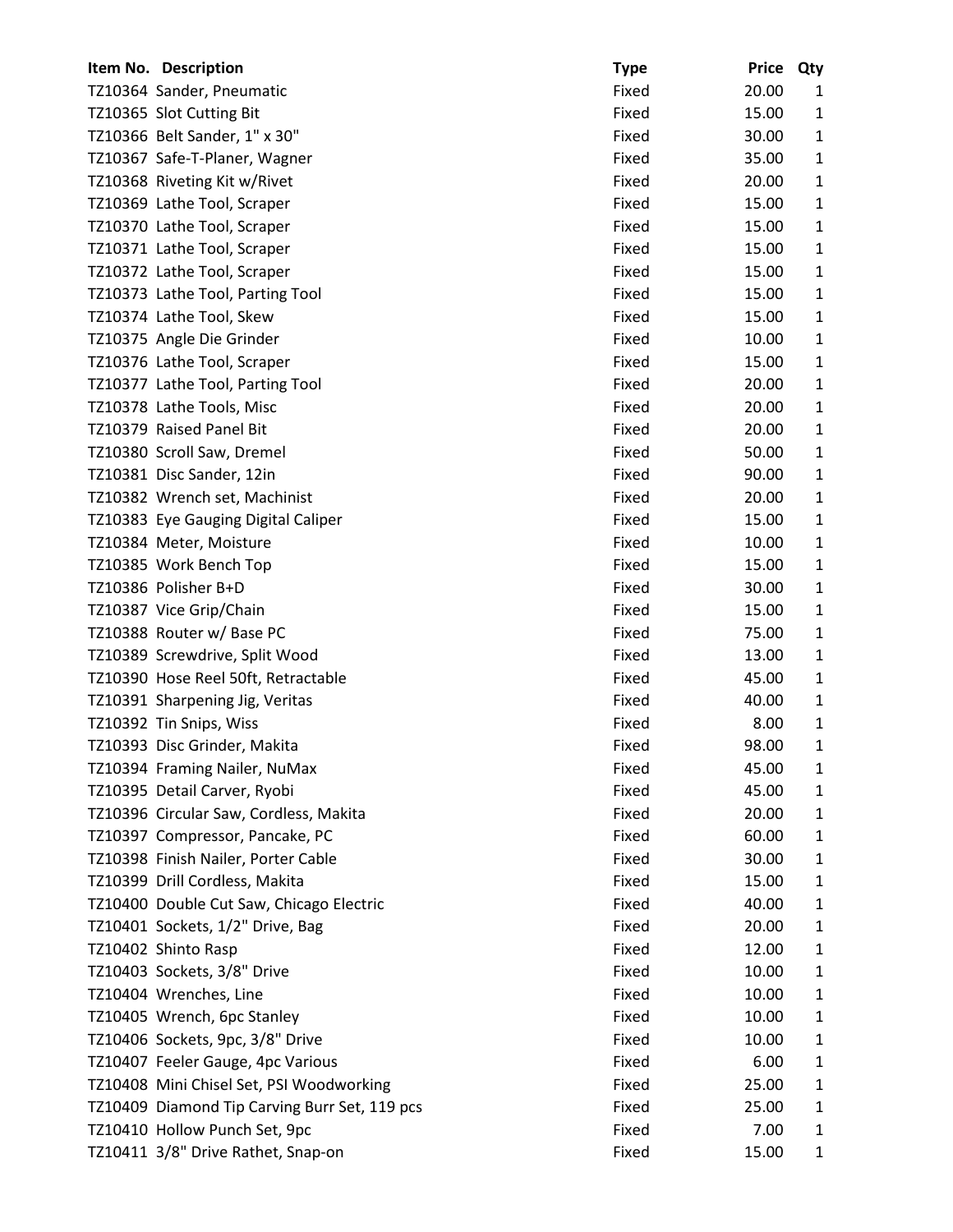| Item No. | Description | Type | Price | Qty |
|---|---|---|---|---|
| TZ10364 | Sander, Pneumatic | Fixed | 20.00 | 1 |
| TZ10365 | Slot Cutting Bit | Fixed | 15.00 | 1 |
| TZ10366 | Belt Sander, 1" x 30" | Fixed | 30.00 | 1 |
| TZ10367 | Safe-T-Planer, Wagner | Fixed | 35.00 | 1 |
| TZ10368 | Riveting Kit w/Rivet | Fixed | 20.00 | 1 |
| TZ10369 | Lathe Tool, Scraper | Fixed | 15.00 | 1 |
| TZ10370 | Lathe Tool, Scraper | Fixed | 15.00 | 1 |
| TZ10371 | Lathe Tool, Scraper | Fixed | 15.00 | 1 |
| TZ10372 | Lathe Tool, Scraper | Fixed | 15.00 | 1 |
| TZ10373 | Lathe Tool, Parting Tool | Fixed | 15.00 | 1 |
| TZ10374 | Lathe Tool, Skew | Fixed | 15.00 | 1 |
| TZ10375 | Angle Die Grinder | Fixed | 10.00 | 1 |
| TZ10376 | Lathe Tool, Scraper | Fixed | 15.00 | 1 |
| TZ10377 | Lathe Tool, Parting Tool | Fixed | 20.00 | 1 |
| TZ10378 | Lathe Tools, Misc | Fixed | 20.00 | 1 |
| TZ10379 | Raised Panel Bit | Fixed | 20.00 | 1 |
| TZ10380 | Scroll Saw, Dremel | Fixed | 50.00 | 1 |
| TZ10381 | Disc Sander, 12in | Fixed | 90.00 | 1 |
| TZ10382 | Wrench set, Machinist | Fixed | 20.00 | 1 |
| TZ10383 | Eye Gauging Digital Caliper | Fixed | 15.00 | 1 |
| TZ10384 | Meter, Moisture | Fixed | 10.00 | 1 |
| TZ10385 | Work Bench Top | Fixed | 15.00 | 1 |
| TZ10386 | Polisher B+D | Fixed | 30.00 | 1 |
| TZ10387 | Vice Grip/Chain | Fixed | 15.00 | 1 |
| TZ10388 | Router w/ Base PC | Fixed | 75.00 | 1 |
| TZ10389 | Screwdrive, Split Wood | Fixed | 13.00 | 1 |
| TZ10390 | Hose Reel 50ft, Retractable | Fixed | 45.00 | 1 |
| TZ10391 | Sharpening Jig, Veritas | Fixed | 40.00 | 1 |
| TZ10392 | Tin Snips, Wiss | Fixed | 8.00 | 1 |
| TZ10393 | Disc Grinder, Makita | Fixed | 98.00 | 1 |
| TZ10394 | Framing Nailer, NuMax | Fixed | 45.00 | 1 |
| TZ10395 | Detail Carver, Ryobi | Fixed | 45.00 | 1 |
| TZ10396 | Circular Saw, Cordless, Makita | Fixed | 20.00 | 1 |
| TZ10397 | Compressor, Pancake, PC | Fixed | 60.00 | 1 |
| TZ10398 | Finish Nailer, Porter Cable | Fixed | 30.00 | 1 |
| TZ10399 | Drill Cordless, Makita | Fixed | 15.00 | 1 |
| TZ10400 | Double Cut Saw, Chicago Electric | Fixed | 40.00 | 1 |
| TZ10401 | Sockets, 1/2" Drive, Bag | Fixed | 20.00 | 1 |
| TZ10402 | Shinto Rasp | Fixed | 12.00 | 1 |
| TZ10403 | Sockets, 3/8" Drive | Fixed | 10.00 | 1 |
| TZ10404 | Wrenches, Line | Fixed | 10.00 | 1 |
| TZ10405 | Wrench, 6pc Stanley | Fixed | 10.00 | 1 |
| TZ10406 | Sockets, 9pc, 3/8" Drive | Fixed | 10.00 | 1 |
| TZ10407 | Feeler Gauge, 4pc Various | Fixed | 6.00 | 1 |
| TZ10408 | Mini Chisel Set, PSI Woodworking | Fixed | 25.00 | 1 |
| TZ10409 | Diamond Tip Carving Burr Set, 119 pcs | Fixed | 25.00 | 1 |
| TZ10410 | Hollow Punch Set, 9pc | Fixed | 7.00 | 1 |
| TZ10411 | 3/8" Drive Rathet, Snap-on | Fixed | 15.00 | 1 |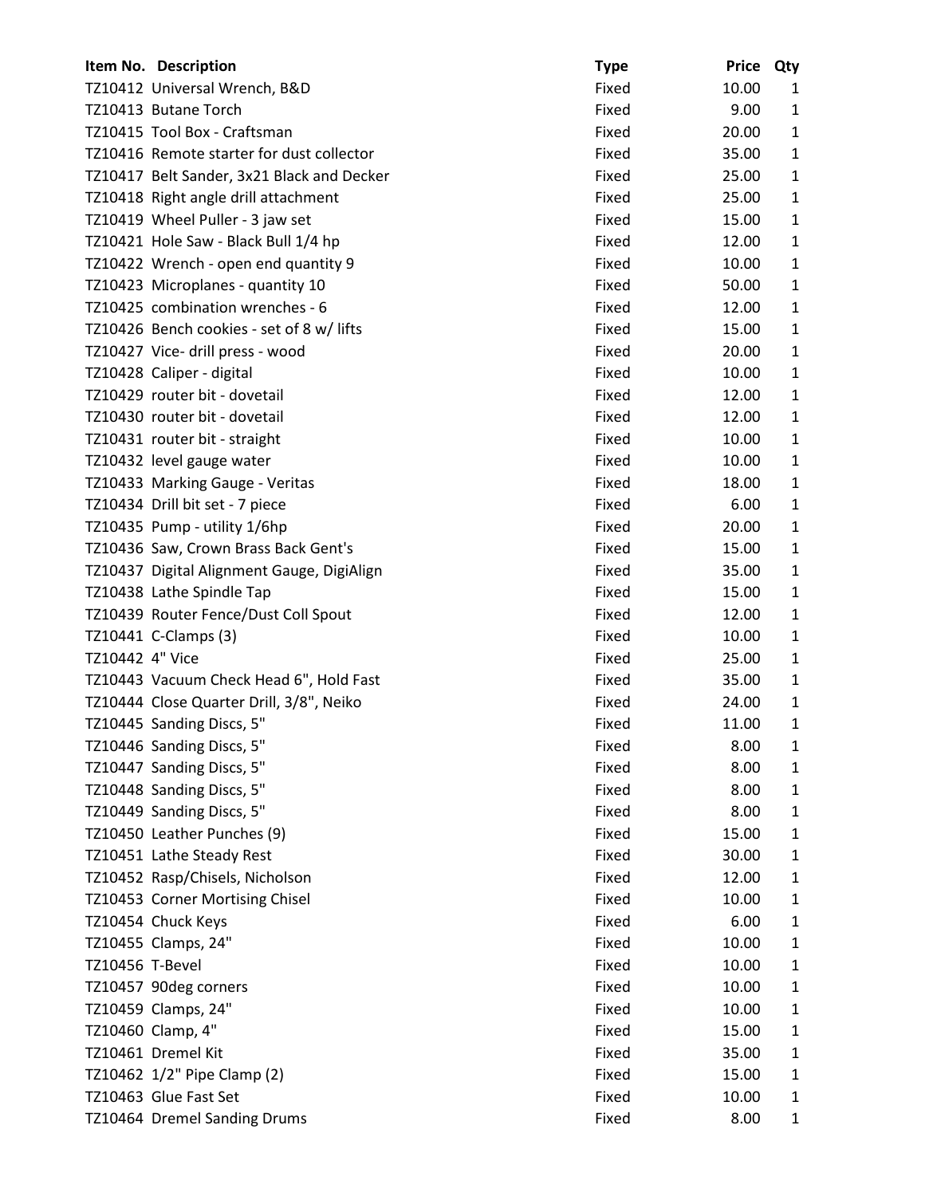| Item No. | Description | Type | Price | Qty |
|---|---|---|---|---|
| TZ10412 | Universal Wrench, B&D | Fixed | 10.00 | 1 |
| TZ10413 | Butane Torch | Fixed | 9.00 | 1 |
| TZ10415 | Tool Box - Craftsman | Fixed | 20.00 | 1 |
| TZ10416 | Remote starter for dust collector | Fixed | 35.00 | 1 |
| TZ10417 | Belt Sander, 3x21 Black and Decker | Fixed | 25.00 | 1 |
| TZ10418 | Right angle drill attachment | Fixed | 25.00 | 1 |
| TZ10419 | Wheel Puller - 3 jaw set | Fixed | 15.00 | 1 |
| TZ10421 | Hole Saw - Black Bull 1/4 hp | Fixed | 12.00 | 1 |
| TZ10422 | Wrench - open end quantity 9 | Fixed | 10.00 | 1 |
| TZ10423 | Microplanes - quantity 10 | Fixed | 50.00 | 1 |
| TZ10425 | combination wrenches - 6 | Fixed | 12.00 | 1 |
| TZ10426 | Bench cookies - set of 8 w/ lifts | Fixed | 15.00 | 1 |
| TZ10427 | Vice- drill press - wood | Fixed | 20.00 | 1 |
| TZ10428 | Caliper - digital | Fixed | 10.00 | 1 |
| TZ10429 | router bit - dovetail | Fixed | 12.00 | 1 |
| TZ10430 | router bit - dovetail | Fixed | 12.00 | 1 |
| TZ10431 | router bit - straight | Fixed | 10.00 | 1 |
| TZ10432 | level gauge water | Fixed | 10.00 | 1 |
| TZ10433 | Marking Gauge - Veritas | Fixed | 18.00 | 1 |
| TZ10434 | Drill bit set - 7 piece | Fixed | 6.00 | 1 |
| TZ10435 | Pump - utility 1/6hp | Fixed | 20.00 | 1 |
| TZ10436 | Saw, Crown Brass Back Gent's | Fixed | 15.00 | 1 |
| TZ10437 | Digital Alignment Gauge, DigiAlign | Fixed | 35.00 | 1 |
| TZ10438 | Lathe Spindle Tap | Fixed | 15.00 | 1 |
| TZ10439 | Router Fence/Dust Coll Spout | Fixed | 12.00 | 1 |
| TZ10441 | C-Clamps (3) | Fixed | 10.00 | 1 |
| TZ10442 | 4" Vice | Fixed | 25.00 | 1 |
| TZ10443 | Vacuum Check Head 6", Hold Fast | Fixed | 35.00 | 1 |
| TZ10444 | Close Quarter Drill, 3/8", Neiko | Fixed | 24.00 | 1 |
| TZ10445 | Sanding Discs, 5" | Fixed | 11.00 | 1 |
| TZ10446 | Sanding Discs, 5" | Fixed | 8.00 | 1 |
| TZ10447 | Sanding Discs, 5" | Fixed | 8.00 | 1 |
| TZ10448 | Sanding Discs, 5" | Fixed | 8.00 | 1 |
| TZ10449 | Sanding Discs, 5" | Fixed | 8.00 | 1 |
| TZ10450 | Leather Punches (9) | Fixed | 15.00 | 1 |
| TZ10451 | Lathe Steady Rest | Fixed | 30.00 | 1 |
| TZ10452 | Rasp/Chisels, Nicholson | Fixed | 12.00 | 1 |
| TZ10453 | Corner Mortising Chisel | Fixed | 10.00 | 1 |
| TZ10454 | Chuck Keys | Fixed | 6.00 | 1 |
| TZ10455 | Clamps, 24" | Fixed | 10.00 | 1 |
| TZ10456 | T-Bevel | Fixed | 10.00 | 1 |
| TZ10457 | 90deg corners | Fixed | 10.00 | 1 |
| TZ10459 | Clamps, 24" | Fixed | 10.00 | 1 |
| TZ10460 | Clamp, 4" | Fixed | 15.00 | 1 |
| TZ10461 | Dremel Kit | Fixed | 35.00 | 1 |
| TZ10462 | 1/2" Pipe Clamp (2) | Fixed | 15.00 | 1 |
| TZ10463 | Glue Fast Set | Fixed | 10.00 | 1 |
| TZ10464 | Dremel Sanding Drums | Fixed | 8.00 | 1 |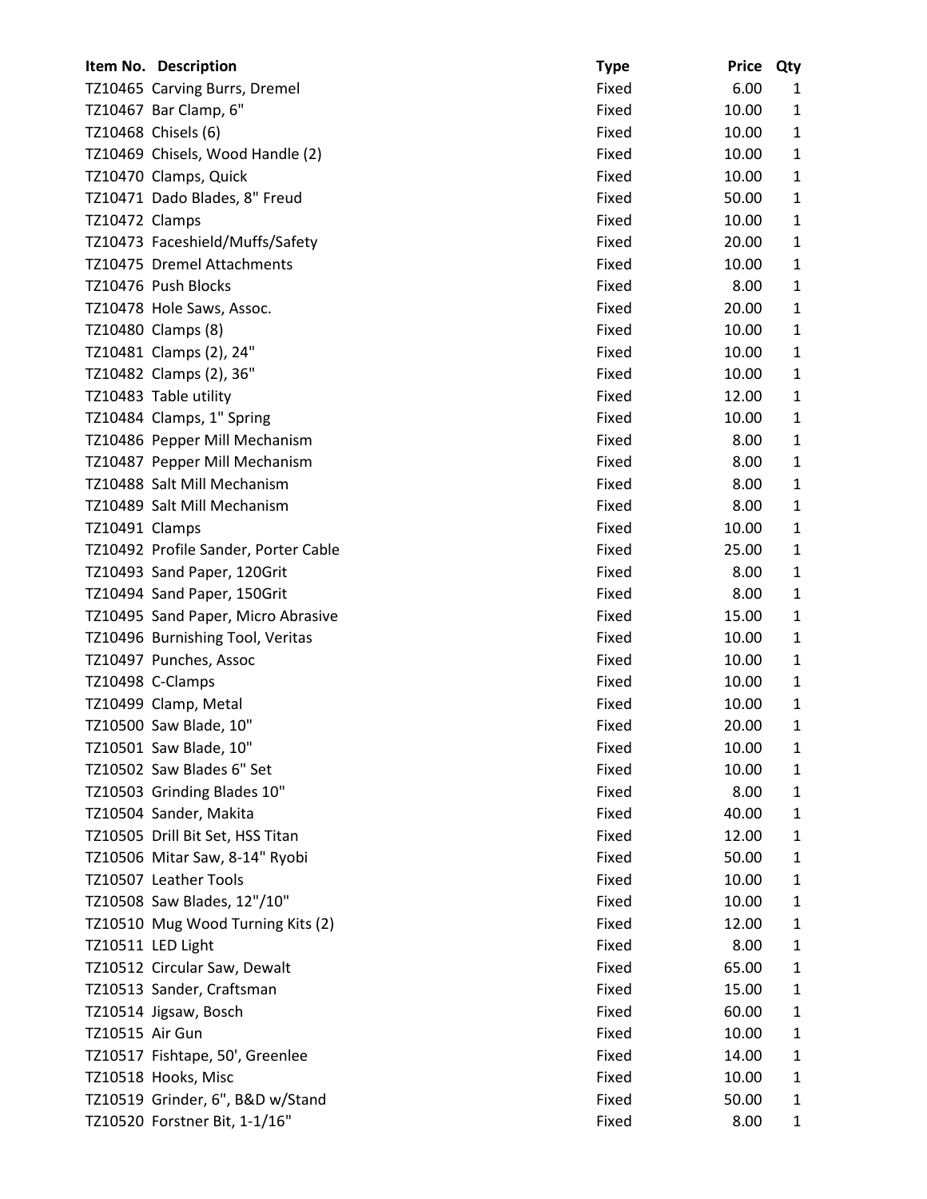| Item No. | Description | Type | Price | Qty |
|---|---|---|---|---|
| TZ10465 | Carving Burrs, Dremel | Fixed | 6.00 | 1 |
| TZ10467 | Bar Clamp, 6" | Fixed | 10.00 | 1 |
| TZ10468 | Chisels (6) | Fixed | 10.00 | 1 |
| TZ10469 | Chisels, Wood Handle (2) | Fixed | 10.00 | 1 |
| TZ10470 | Clamps, Quick | Fixed | 10.00 | 1 |
| TZ10471 | Dado Blades, 8" Freud | Fixed | 50.00 | 1 |
| TZ10472 | Clamps | Fixed | 10.00 | 1 |
| TZ10473 | Faceshield/Muffs/Safety | Fixed | 20.00 | 1 |
| TZ10475 | Dremel Attachments | Fixed | 10.00 | 1 |
| TZ10476 | Push Blocks | Fixed | 8.00 | 1 |
| TZ10478 | Hole Saws, Assoc. | Fixed | 20.00 | 1 |
| TZ10480 | Clamps (8) | Fixed | 10.00 | 1 |
| TZ10481 | Clamps (2), 24" | Fixed | 10.00 | 1 |
| TZ10482 | Clamps (2), 36" | Fixed | 10.00 | 1 |
| TZ10483 | Table utility | Fixed | 12.00 | 1 |
| TZ10484 | Clamps, 1" Spring | Fixed | 10.00 | 1 |
| TZ10486 | Pepper Mill Mechanism | Fixed | 8.00 | 1 |
| TZ10487 | Pepper Mill Mechanism | Fixed | 8.00 | 1 |
| TZ10488 | Salt Mill Mechanism | Fixed | 8.00 | 1 |
| TZ10489 | Salt Mill Mechanism | Fixed | 8.00 | 1 |
| TZ10491 | Clamps | Fixed | 10.00 | 1 |
| TZ10492 | Profile Sander, Porter Cable | Fixed | 25.00 | 1 |
| TZ10493 | Sand Paper, 120Grit | Fixed | 8.00 | 1 |
| TZ10494 | Sand Paper, 150Grit | Fixed | 8.00 | 1 |
| TZ10495 | Sand Paper, Micro Abrasive | Fixed | 15.00 | 1 |
| TZ10496 | Burnishing Tool, Veritas | Fixed | 10.00 | 1 |
| TZ10497 | Punches, Assoc | Fixed | 10.00 | 1 |
| TZ10498 | C-Clamps | Fixed | 10.00 | 1 |
| TZ10499 | Clamp, Metal | Fixed | 10.00 | 1 |
| TZ10500 | Saw Blade, 10" | Fixed | 20.00 | 1 |
| TZ10501 | Saw Blade, 10" | Fixed | 10.00 | 1 |
| TZ10502 | Saw Blades 6" Set | Fixed | 10.00 | 1 |
| TZ10503 | Grinding Blades 10" | Fixed | 8.00 | 1 |
| TZ10504 | Sander, Makita | Fixed | 40.00 | 1 |
| TZ10505 | Drill Bit Set, HSS Titan | Fixed | 12.00 | 1 |
| TZ10506 | Mitar Saw, 8-14" Ryobi | Fixed | 50.00 | 1 |
| TZ10507 | Leather Tools | Fixed | 10.00 | 1 |
| TZ10508 | Saw Blades, 12"/10" | Fixed | 10.00 | 1 |
| TZ10510 | Mug Wood Turning Kits (2) | Fixed | 12.00 | 1 |
| TZ10511 | LED Light | Fixed | 8.00 | 1 |
| TZ10512 | Circular Saw, Dewalt | Fixed | 65.00 | 1 |
| TZ10513 | Sander, Craftsman | Fixed | 15.00 | 1 |
| TZ10514 | Jigsaw, Bosch | Fixed | 60.00 | 1 |
| TZ10515 | Air Gun | Fixed | 10.00 | 1 |
| TZ10517 | Fishtape, 50', Greenlee | Fixed | 14.00 | 1 |
| TZ10518 | Hooks, Misc | Fixed | 10.00 | 1 |
| TZ10519 | Grinder, 6", B&D w/Stand | Fixed | 50.00 | 1 |
| TZ10520 | Forstner Bit, 1-1/16" | Fixed | 8.00 | 1 |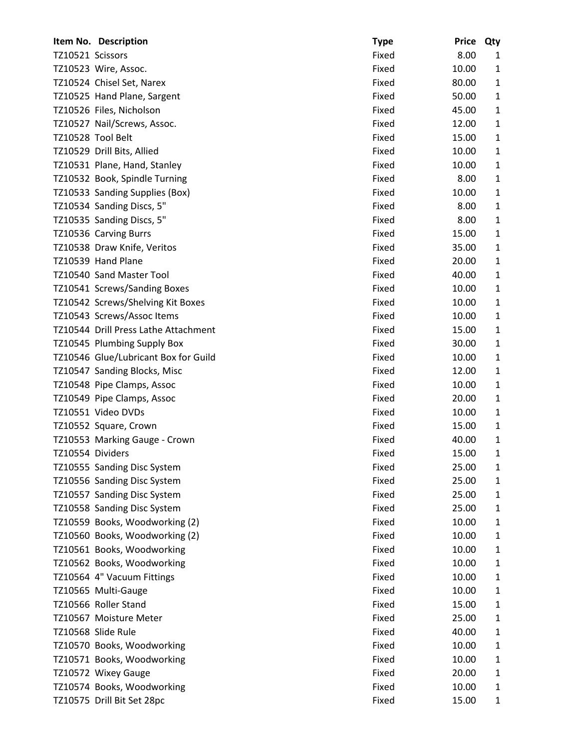| Item No. | Description | Type | Price | Qty |
|---|---|---|---|---|
| TZ10521 | Scissors | Fixed | 8.00 | 1 |
| TZ10523 | Wire, Assoc. | Fixed | 10.00 | 1 |
| TZ10524 | Chisel Set, Narex | Fixed | 80.00 | 1 |
| TZ10525 | Hand Plane, Sargent | Fixed | 50.00 | 1 |
| TZ10526 | Files, Nicholson | Fixed | 45.00 | 1 |
| TZ10527 | Nail/Screws, Assoc. | Fixed | 12.00 | 1 |
| TZ10528 | Tool Belt | Fixed | 15.00 | 1 |
| TZ10529 | Drill Bits, Allied | Fixed | 10.00 | 1 |
| TZ10531 | Plane, Hand, Stanley | Fixed | 10.00 | 1 |
| TZ10532 | Book, Spindle Turning | Fixed | 8.00 | 1 |
| TZ10533 | Sanding Supplies (Box) | Fixed | 10.00 | 1 |
| TZ10534 | Sanding Discs, 5" | Fixed | 8.00 | 1 |
| TZ10535 | Sanding Discs, 5" | Fixed | 8.00 | 1 |
| TZ10536 | Carving Burrs | Fixed | 15.00 | 1 |
| TZ10538 | Draw Knife, Veritos | Fixed | 35.00 | 1 |
| TZ10539 | Hand Plane | Fixed | 20.00 | 1 |
| TZ10540 | Sand Master Tool | Fixed | 40.00 | 1 |
| TZ10541 | Screws/Sanding Boxes | Fixed | 10.00 | 1 |
| TZ10542 | Screws/Shelving Kit Boxes | Fixed | 10.00 | 1 |
| TZ10543 | Screws/Assoc Items | Fixed | 10.00 | 1 |
| TZ10544 | Drill Press Lathe Attachment | Fixed | 15.00 | 1 |
| TZ10545 | Plumbing Supply Box | Fixed | 30.00 | 1 |
| TZ10546 | Glue/Lubricant Box for Guild | Fixed | 10.00 | 1 |
| TZ10547 | Sanding Blocks, Misc | Fixed | 12.00 | 1 |
| TZ10548 | Pipe Clamps, Assoc | Fixed | 10.00 | 1 |
| TZ10549 | Pipe Clamps, Assoc | Fixed | 20.00 | 1 |
| TZ10551 | Video DVDs | Fixed | 10.00 | 1 |
| TZ10552 | Square, Crown | Fixed | 15.00 | 1 |
| TZ10553 | Marking Gauge - Crown | Fixed | 40.00 | 1 |
| TZ10554 | Dividers | Fixed | 15.00 | 1 |
| TZ10555 | Sanding Disc System | Fixed | 25.00 | 1 |
| TZ10556 | Sanding Disc System | Fixed | 25.00 | 1 |
| TZ10557 | Sanding Disc System | Fixed | 25.00 | 1 |
| TZ10558 | Sanding Disc System | Fixed | 25.00 | 1 |
| TZ10559 | Books, Woodworking (2) | Fixed | 10.00 | 1 |
| TZ10560 | Books, Woodworking (2) | Fixed | 10.00 | 1 |
| TZ10561 | Books, Woodworking | Fixed | 10.00 | 1 |
| TZ10562 | Books, Woodworking | Fixed | 10.00 | 1 |
| TZ10564 | 4" Vacuum Fittings | Fixed | 10.00 | 1 |
| TZ10565 | Multi-Gauge | Fixed | 10.00 | 1 |
| TZ10566 | Roller Stand | Fixed | 15.00 | 1 |
| TZ10567 | Moisture Meter | Fixed | 25.00 | 1 |
| TZ10568 | Slide Rule | Fixed | 40.00 | 1 |
| TZ10570 | Books, Woodworking | Fixed | 10.00 | 1 |
| TZ10571 | Books, Woodworking | Fixed | 10.00 | 1 |
| TZ10572 | Wixey Gauge | Fixed | 20.00 | 1 |
| TZ10574 | Books, Woodworking | Fixed | 10.00 | 1 |
| TZ10575 | Drill Bit Set 28pc | Fixed | 15.00 | 1 |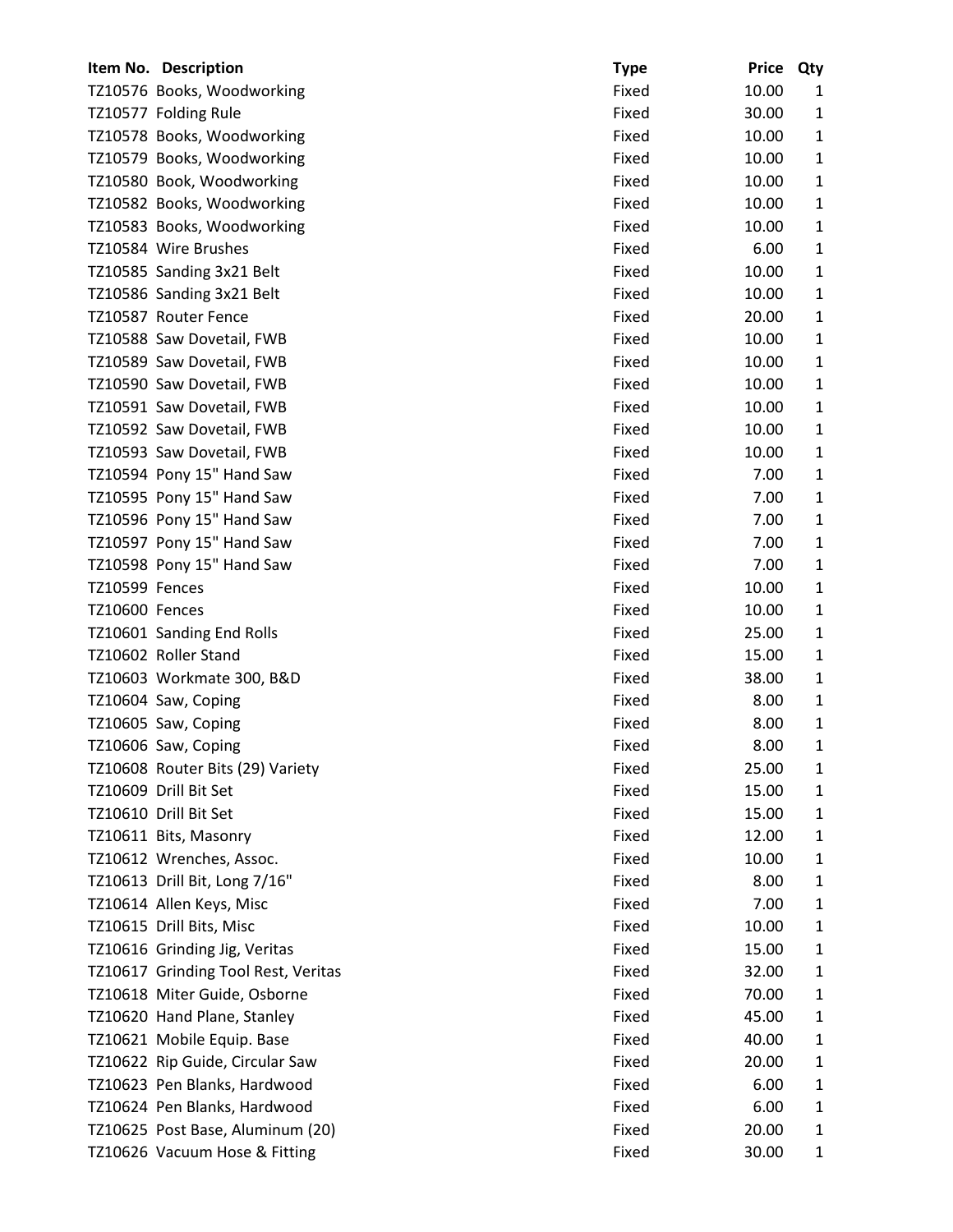| Item No. | Description | Type | Price | Qty |
|---|---|---|---|---|
| TZ10576 | Books, Woodworking | Fixed | 10.00 | 1 |
| TZ10577 | Folding Rule | Fixed | 30.00 | 1 |
| TZ10578 | Books, Woodworking | Fixed | 10.00 | 1 |
| TZ10579 | Books, Woodworking | Fixed | 10.00 | 1 |
| TZ10580 | Book, Woodworking | Fixed | 10.00 | 1 |
| TZ10582 | Books, Woodworking | Fixed | 10.00 | 1 |
| TZ10583 | Books, Woodworking | Fixed | 10.00 | 1 |
| TZ10584 | Wire Brushes | Fixed | 6.00 | 1 |
| TZ10585 | Sanding 3x21 Belt | Fixed | 10.00 | 1 |
| TZ10586 | Sanding 3x21 Belt | Fixed | 10.00 | 1 |
| TZ10587 | Router Fence | Fixed | 20.00 | 1 |
| TZ10588 | Saw Dovetail, FWB | Fixed | 10.00 | 1 |
| TZ10589 | Saw Dovetail, FWB | Fixed | 10.00 | 1 |
| TZ10590 | Saw Dovetail, FWB | Fixed | 10.00 | 1 |
| TZ10591 | Saw Dovetail, FWB | Fixed | 10.00 | 1 |
| TZ10592 | Saw Dovetail, FWB | Fixed | 10.00 | 1 |
| TZ10593 | Saw Dovetail, FWB | Fixed | 10.00 | 1 |
| TZ10594 | Pony 15" Hand Saw | Fixed | 7.00 | 1 |
| TZ10595 | Pony 15" Hand Saw | Fixed | 7.00 | 1 |
| TZ10596 | Pony 15" Hand Saw | Fixed | 7.00 | 1 |
| TZ10597 | Pony 15" Hand Saw | Fixed | 7.00 | 1 |
| TZ10598 | Pony 15" Hand Saw | Fixed | 7.00 | 1 |
| TZ10599 | Fences | Fixed | 10.00 | 1 |
| TZ10600 | Fences | Fixed | 10.00 | 1 |
| TZ10601 | Sanding End Rolls | Fixed | 25.00 | 1 |
| TZ10602 | Roller Stand | Fixed | 15.00 | 1 |
| TZ10603 | Workmate 300, B&D | Fixed | 38.00 | 1 |
| TZ10604 | Saw, Coping | Fixed | 8.00 | 1 |
| TZ10605 | Saw, Coping | Fixed | 8.00 | 1 |
| TZ10606 | Saw, Coping | Fixed | 8.00 | 1 |
| TZ10608 | Router Bits (29) Variety | Fixed | 25.00 | 1 |
| TZ10609 | Drill Bit Set | Fixed | 15.00 | 1 |
| TZ10610 | Drill Bit Set | Fixed | 15.00 | 1 |
| TZ10611 | Bits, Masonry | Fixed | 12.00 | 1 |
| TZ10612 | Wrenches, Assoc. | Fixed | 10.00 | 1 |
| TZ10613 | Drill Bit, Long 7/16" | Fixed | 8.00 | 1 |
| TZ10614 | Allen Keys, Misc | Fixed | 7.00 | 1 |
| TZ10615 | Drill Bits, Misc | Fixed | 10.00 | 1 |
| TZ10616 | Grinding Jig, Veritas | Fixed | 15.00 | 1 |
| TZ10617 | Grinding Tool Rest, Veritas | Fixed | 32.00 | 1 |
| TZ10618 | Miter Guide, Osborne | Fixed | 70.00 | 1 |
| TZ10620 | Hand Plane, Stanley | Fixed | 45.00 | 1 |
| TZ10621 | Mobile Equip. Base | Fixed | 40.00 | 1 |
| TZ10622 | Rip Guide, Circular Saw | Fixed | 20.00 | 1 |
| TZ10623 | Pen Blanks, Hardwood | Fixed | 6.00 | 1 |
| TZ10624 | Pen Blanks, Hardwood | Fixed | 6.00 | 1 |
| TZ10625 | Post Base, Aluminum (20) | Fixed | 20.00 | 1 |
| TZ10626 | Vacuum Hose & Fitting | Fixed | 30.00 | 1 |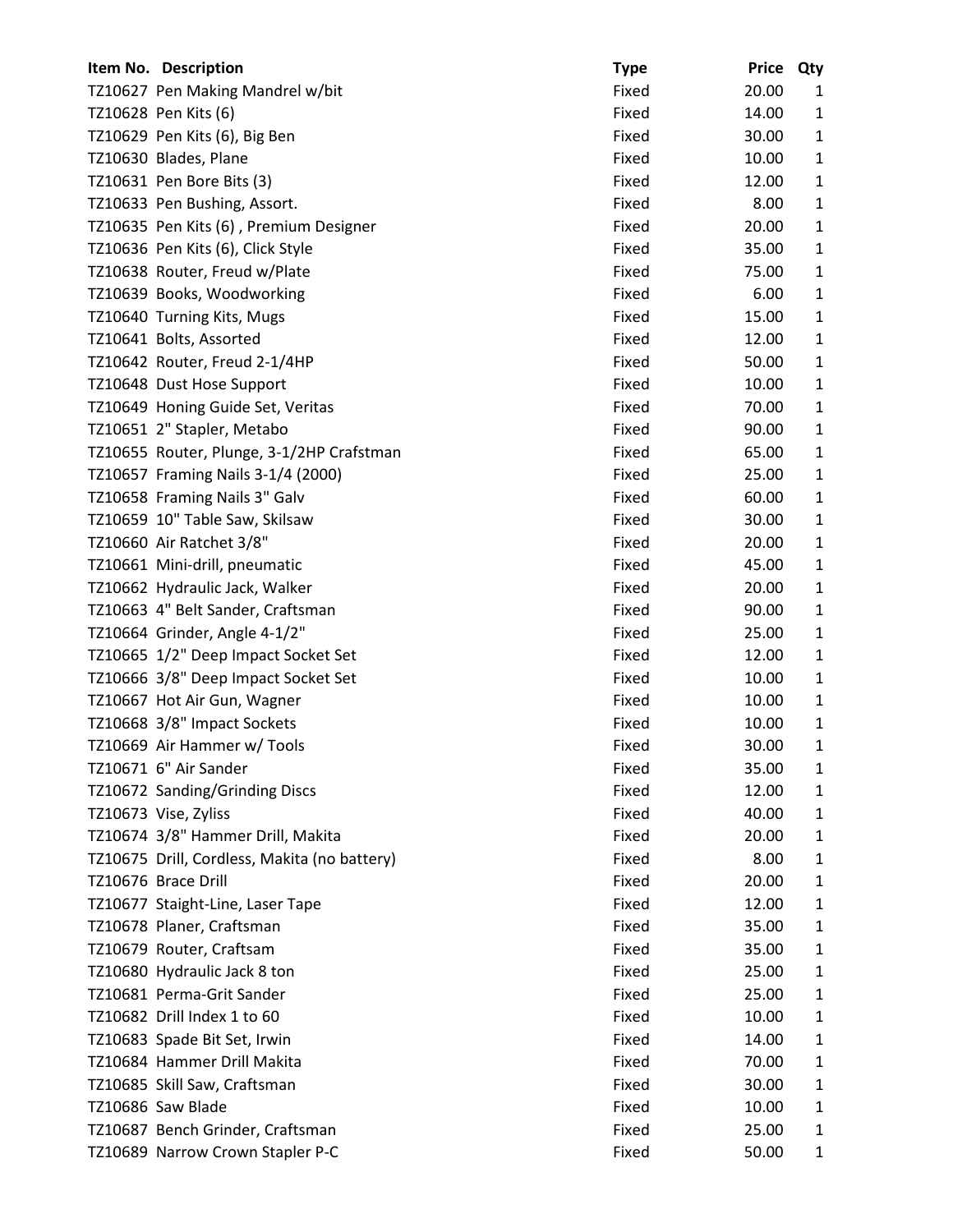| Item No. | Description | Type | Price | Qty |
|---|---|---|---|---|
| TZ10627 | Pen Making Mandrel w/bit | Fixed | 20.00 | 1 |
| TZ10628 | Pen Kits (6) | Fixed | 14.00 | 1 |
| TZ10629 | Pen Kits (6), Big Ben | Fixed | 30.00 | 1 |
| TZ10630 | Blades, Plane | Fixed | 10.00 | 1 |
| TZ10631 | Pen Bore Bits (3) | Fixed | 12.00 | 1 |
| TZ10633 | Pen Bushing, Assort. | Fixed | 8.00 | 1 |
| TZ10635 | Pen Kits (6) , Premium Designer | Fixed | 20.00 | 1 |
| TZ10636 | Pen Kits (6), Click Style | Fixed | 35.00 | 1 |
| TZ10638 | Router, Freud w/Plate | Fixed | 75.00 | 1 |
| TZ10639 | Books, Woodworking | Fixed | 6.00 | 1 |
| TZ10640 | Turning Kits, Mugs | Fixed | 15.00 | 1 |
| TZ10641 | Bolts, Assorted | Fixed | 12.00 | 1 |
| TZ10642 | Router, Freud 2-1/4HP | Fixed | 50.00 | 1 |
| TZ10648 | Dust Hose Support | Fixed | 10.00 | 1 |
| TZ10649 | Honing Guide Set, Veritas | Fixed | 70.00 | 1 |
| TZ10651 | 2" Stapler, Metabo | Fixed | 90.00 | 1 |
| TZ10655 | Router, Plunge, 3-1/2HP Crafstman | Fixed | 65.00 | 1 |
| TZ10657 | Framing Nails 3-1/4 (2000) | Fixed | 25.00 | 1 |
| TZ10658 | Framing Nails 3" Galv | Fixed | 60.00 | 1 |
| TZ10659 | 10" Table Saw, Skilsaw | Fixed | 30.00 | 1 |
| TZ10660 | Air Ratchet 3/8" | Fixed | 20.00 | 1 |
| TZ10661 | Mini-drill, pneumatic | Fixed | 45.00 | 1 |
| TZ10662 | Hydraulic Jack, Walker | Fixed | 20.00 | 1 |
| TZ10663 | 4" Belt Sander, Craftsman | Fixed | 90.00 | 1 |
| TZ10664 | Grinder, Angle 4-1/2" | Fixed | 25.00 | 1 |
| TZ10665 | 1/2" Deep Impact Socket Set | Fixed | 12.00 | 1 |
| TZ10666 | 3/8" Deep Impact Socket Set | Fixed | 10.00 | 1 |
| TZ10667 | Hot Air Gun, Wagner | Fixed | 10.00 | 1 |
| TZ10668 | 3/8" Impact Sockets | Fixed | 10.00 | 1 |
| TZ10669 | Air Hammer w/ Tools | Fixed | 30.00 | 1 |
| TZ10671 | 6" Air Sander | Fixed | 35.00 | 1 |
| TZ10672 | Sanding/Grinding Discs | Fixed | 12.00 | 1 |
| TZ10673 | Vise, Zyliss | Fixed | 40.00 | 1 |
| TZ10674 | 3/8" Hammer Drill, Makita | Fixed | 20.00 | 1 |
| TZ10675 | Drill, Cordless, Makita (no battery) | Fixed | 8.00 | 1 |
| TZ10676 | Brace Drill | Fixed | 20.00 | 1 |
| TZ10677 | Staight-Line, Laser Tape | Fixed | 12.00 | 1 |
| TZ10678 | Planer, Craftsman | Fixed | 35.00 | 1 |
| TZ10679 | Router, Craftsam | Fixed | 35.00 | 1 |
| TZ10680 | Hydraulic Jack 8 ton | Fixed | 25.00 | 1 |
| TZ10681 | Perma-Grit Sander | Fixed | 25.00 | 1 |
| TZ10682 | Drill Index 1 to 60 | Fixed | 10.00 | 1 |
| TZ10683 | Spade Bit Set, Irwin | Fixed | 14.00 | 1 |
| TZ10684 | Hammer Drill Makita | Fixed | 70.00 | 1 |
| TZ10685 | Skill Saw, Craftsman | Fixed | 30.00 | 1 |
| TZ10686 | Saw Blade | Fixed | 10.00 | 1 |
| TZ10687 | Bench Grinder, Craftsman | Fixed | 25.00 | 1 |
| TZ10689 | Narrow Crown Stapler P-C | Fixed | 50.00 | 1 |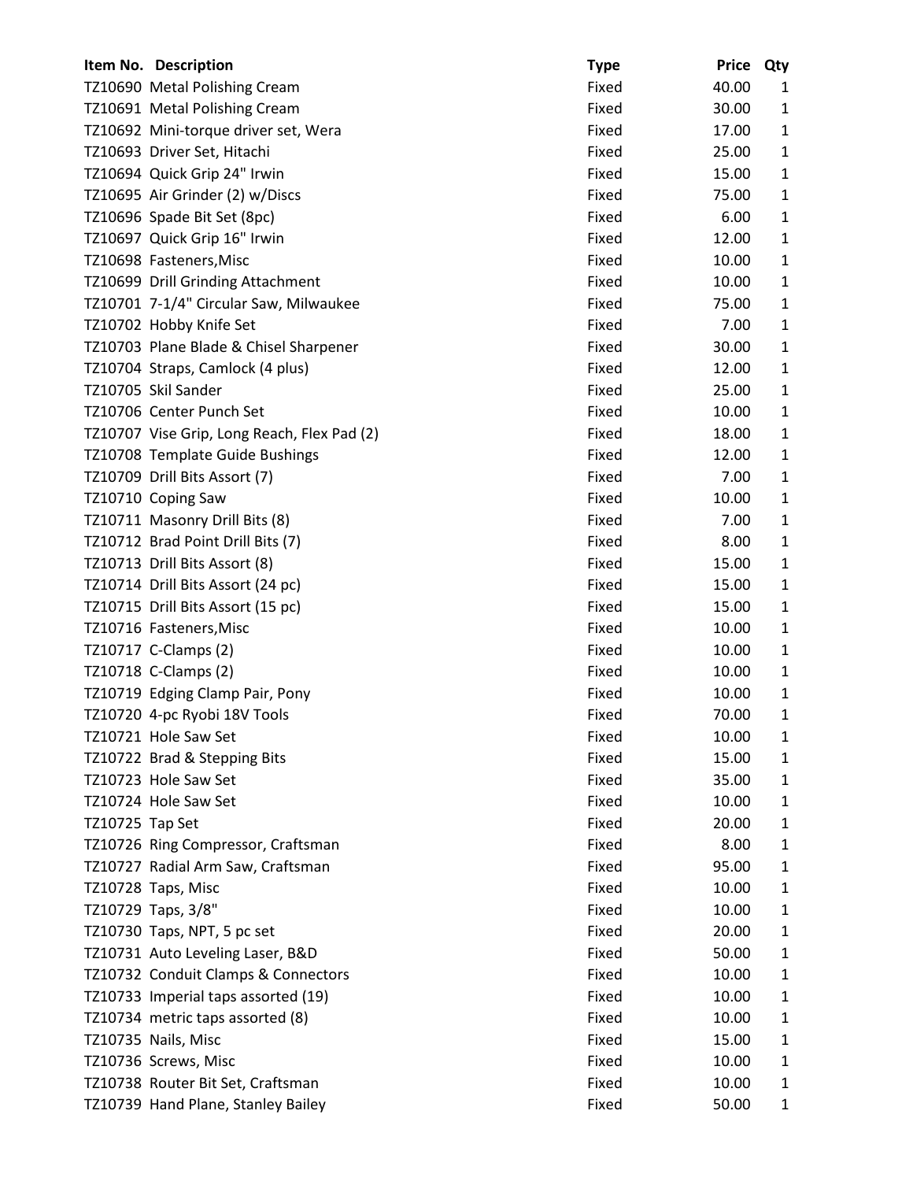| Item No. | Description | Type | Price | Qty |
|---|---|---|---|---|
| TZ10690 | Metal Polishing Cream | Fixed | 40.00 | 1 |
| TZ10691 | Metal Polishing Cream | Fixed | 30.00 | 1 |
| TZ10692 | Mini-torque driver set, Wera | Fixed | 17.00 | 1 |
| TZ10693 | Driver Set, Hitachi | Fixed | 25.00 | 1 |
| TZ10694 | Quick Grip 24" Irwin | Fixed | 15.00 | 1 |
| TZ10695 | Air Grinder (2) w/Discs | Fixed | 75.00 | 1 |
| TZ10696 | Spade Bit Set (8pc) | Fixed | 6.00 | 1 |
| TZ10697 | Quick Grip 16" Irwin | Fixed | 12.00 | 1 |
| TZ10698 | Fasteners,Misc | Fixed | 10.00 | 1 |
| TZ10699 | Drill Grinding Attachment | Fixed | 10.00 | 1 |
| TZ10701 | 7-1/4" Circular Saw, Milwaukee | Fixed | 75.00 | 1 |
| TZ10702 | Hobby Knife Set | Fixed | 7.00 | 1 |
| TZ10703 | Plane Blade & Chisel Sharpener | Fixed | 30.00 | 1 |
| TZ10704 | Straps, Camlock (4 plus) | Fixed | 12.00 | 1 |
| TZ10705 | Skil Sander | Fixed | 25.00 | 1 |
| TZ10706 | Center Punch Set | Fixed | 10.00 | 1 |
| TZ10707 | Vise Grip, Long Reach, Flex Pad (2) | Fixed | 18.00 | 1 |
| TZ10708 | Template Guide Bushings | Fixed | 12.00 | 1 |
| TZ10709 | Drill Bits Assort (7) | Fixed | 7.00 | 1 |
| TZ10710 | Coping Saw | Fixed | 10.00 | 1 |
| TZ10711 | Masonry Drill Bits (8) | Fixed | 7.00 | 1 |
| TZ10712 | Brad Point Drill Bits (7) | Fixed | 8.00 | 1 |
| TZ10713 | Drill Bits Assort (8) | Fixed | 15.00 | 1 |
| TZ10714 | Drill Bits Assort (24 pc) | Fixed | 15.00 | 1 |
| TZ10715 | Drill Bits Assort (15 pc) | Fixed | 15.00 | 1 |
| TZ10716 | Fasteners,Misc | Fixed | 10.00 | 1 |
| TZ10717 | C-Clamps (2) | Fixed | 10.00 | 1 |
| TZ10718 | C-Clamps (2) | Fixed | 10.00 | 1 |
| TZ10719 | Edging Clamp Pair, Pony | Fixed | 10.00 | 1 |
| TZ10720 | 4-pc Ryobi 18V Tools | Fixed | 70.00 | 1 |
| TZ10721 | Hole Saw Set | Fixed | 10.00 | 1 |
| TZ10722 | Brad & Stepping Bits | Fixed | 15.00 | 1 |
| TZ10723 | Hole Saw Set | Fixed | 35.00 | 1 |
| TZ10724 | Hole Saw Set | Fixed | 10.00 | 1 |
| TZ10725 | Tap Set | Fixed | 20.00 | 1 |
| TZ10726 | Ring Compressor, Craftsman | Fixed | 8.00 | 1 |
| TZ10727 | Radial Arm Saw, Craftsman | Fixed | 95.00 | 1 |
| TZ10728 | Taps, Misc | Fixed | 10.00 | 1 |
| TZ10729 | Taps, 3/8" | Fixed | 10.00 | 1 |
| TZ10730 | Taps, NPT, 5 pc set | Fixed | 20.00 | 1 |
| TZ10731 | Auto Leveling Laser, B&D | Fixed | 50.00 | 1 |
| TZ10732 | Conduit Clamps & Connectors | Fixed | 10.00 | 1 |
| TZ10733 | Imperial taps assorted (19) | Fixed | 10.00 | 1 |
| TZ10734 | metric taps assorted (8) | Fixed | 10.00 | 1 |
| TZ10735 | Nails, Misc | Fixed | 15.00 | 1 |
| TZ10736 | Screws, Misc | Fixed | 10.00 | 1 |
| TZ10738 | Router Bit Set, Craftsman | Fixed | 10.00 | 1 |
| TZ10739 | Hand Plane, Stanley Bailey | Fixed | 50.00 | 1 |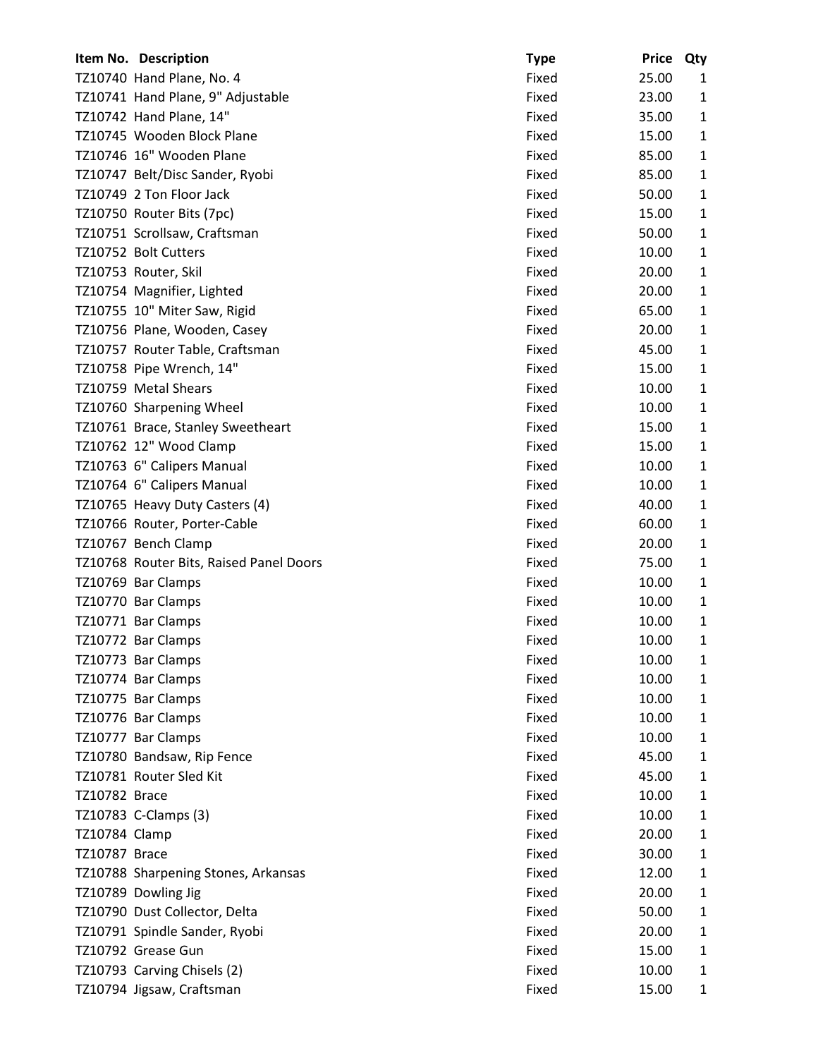| Item No. | Description | Type | Price | Qty |
|---|---|---|---|---|
| TZ10740 | Hand Plane, No. 4 | Fixed | 25.00 | 1 |
| TZ10741 | Hand Plane, 9" Adjustable | Fixed | 23.00 | 1 |
| TZ10742 | Hand Plane, 14" | Fixed | 35.00 | 1 |
| TZ10745 | Wooden Block Plane | Fixed | 15.00 | 1 |
| TZ10746 | 16" Wooden Plane | Fixed | 85.00 | 1 |
| TZ10747 | Belt/Disc Sander, Ryobi | Fixed | 85.00 | 1 |
| TZ10749 | 2 Ton Floor Jack | Fixed | 50.00 | 1 |
| TZ10750 | Router Bits (7pc) | Fixed | 15.00 | 1 |
| TZ10751 | Scrollsaw, Craftsman | Fixed | 50.00 | 1 |
| TZ10752 | Bolt Cutters | Fixed | 10.00 | 1 |
| TZ10753 | Router, Skil | Fixed | 20.00 | 1 |
| TZ10754 | Magnifier, Lighted | Fixed | 20.00 | 1 |
| TZ10755 | 10" Miter Saw, Rigid | Fixed | 65.00 | 1 |
| TZ10756 | Plane, Wooden, Casey | Fixed | 20.00 | 1 |
| TZ10757 | Router Table, Craftsman | Fixed | 45.00 | 1 |
| TZ10758 | Pipe Wrench, 14" | Fixed | 15.00 | 1 |
| TZ10759 | Metal Shears | Fixed | 10.00 | 1 |
| TZ10760 | Sharpening Wheel | Fixed | 10.00 | 1 |
| TZ10761 | Brace, Stanley Sweetheart | Fixed | 15.00 | 1 |
| TZ10762 | 12" Wood Clamp | Fixed | 15.00 | 1 |
| TZ10763 | 6" Calipers Manual | Fixed | 10.00 | 1 |
| TZ10764 | 6" Calipers Manual | Fixed | 10.00 | 1 |
| TZ10765 | Heavy Duty Casters (4) | Fixed | 40.00 | 1 |
| TZ10766 | Router, Porter-Cable | Fixed | 60.00 | 1 |
| TZ10767 | Bench Clamp | Fixed | 20.00 | 1 |
| TZ10768 | Router Bits, Raised Panel Doors | Fixed | 75.00 | 1 |
| TZ10769 | Bar Clamps | Fixed | 10.00 | 1 |
| TZ10770 | Bar Clamps | Fixed | 10.00 | 1 |
| TZ10771 | Bar Clamps | Fixed | 10.00 | 1 |
| TZ10772 | Bar Clamps | Fixed | 10.00 | 1 |
| TZ10773 | Bar Clamps | Fixed | 10.00 | 1 |
| TZ10774 | Bar Clamps | Fixed | 10.00 | 1 |
| TZ10775 | Bar Clamps | Fixed | 10.00 | 1 |
| TZ10776 | Bar Clamps | Fixed | 10.00 | 1 |
| TZ10777 | Bar Clamps | Fixed | 10.00 | 1 |
| TZ10780 | Bandsaw, Rip Fence | Fixed | 45.00 | 1 |
| TZ10781 | Router Sled Kit | Fixed | 45.00 | 1 |
| TZ10782 | Brace | Fixed | 10.00 | 1 |
| TZ10783 | C-Clamps (3) | Fixed | 10.00 | 1 |
| TZ10784 | Clamp | Fixed | 20.00 | 1 |
| TZ10787 | Brace | Fixed | 30.00 | 1 |
| TZ10788 | Sharpening Stones, Arkansas | Fixed | 12.00 | 1 |
| TZ10789 | Dowling Jig | Fixed | 20.00 | 1 |
| TZ10790 | Dust Collector, Delta | Fixed | 50.00 | 1 |
| TZ10791 | Spindle Sander, Ryobi | Fixed | 20.00 | 1 |
| TZ10792 | Grease Gun | Fixed | 15.00 | 1 |
| TZ10793 | Carving Chisels (2) | Fixed | 10.00 | 1 |
| TZ10794 | Jigsaw, Craftsman | Fixed | 15.00 | 1 |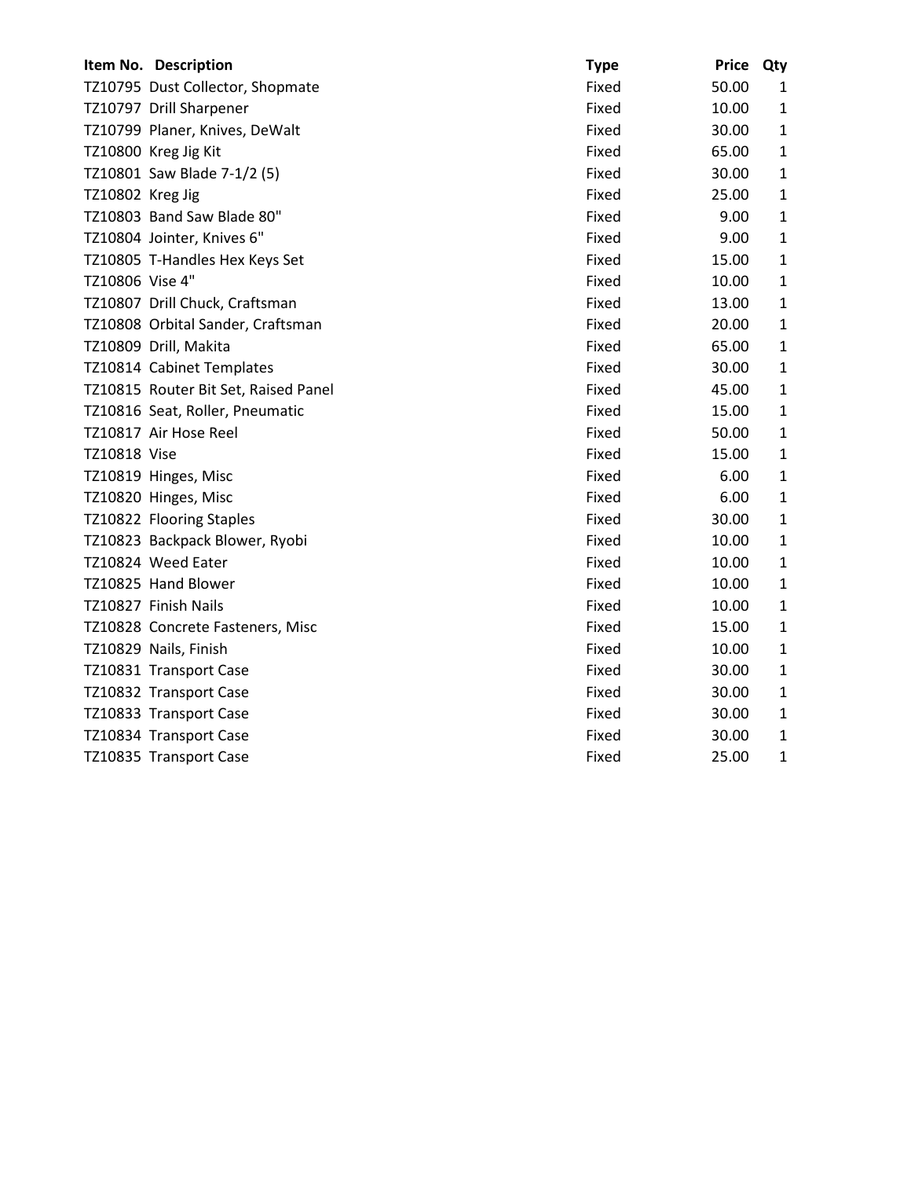| Item No. | Description | Type | Price | Qty |
|---|---|---|---|---|
| TZ10795 | Dust Collector, Shopmate | Fixed | 50.00 | 1 |
| TZ10797 | Drill Sharpener | Fixed | 10.00 | 1 |
| TZ10799 | Planer, Knives, DeWalt | Fixed | 30.00 | 1 |
| TZ10800 | Kreg Jig Kit | Fixed | 65.00 | 1 |
| TZ10801 | Saw Blade 7-1/2 (5) | Fixed | 30.00 | 1 |
| TZ10802 | Kreg Jig | Fixed | 25.00 | 1 |
| TZ10803 | Band Saw Blade 80" | Fixed | 9.00 | 1 |
| TZ10804 | Jointer, Knives 6" | Fixed | 9.00 | 1 |
| TZ10805 | T-Handles Hex Keys Set | Fixed | 15.00 | 1 |
| TZ10806 | Vise 4" | Fixed | 10.00 | 1 |
| TZ10807 | Drill Chuck, Craftsman | Fixed | 13.00 | 1 |
| TZ10808 | Orbital Sander, Craftsman | Fixed | 20.00 | 1 |
| TZ10809 | Drill, Makita | Fixed | 65.00 | 1 |
| TZ10814 | Cabinet Templates | Fixed | 30.00 | 1 |
| TZ10815 | Router Bit Set, Raised Panel | Fixed | 45.00 | 1 |
| TZ10816 | Seat, Roller, Pneumatic | Fixed | 15.00 | 1 |
| TZ10817 | Air Hose Reel | Fixed | 50.00 | 1 |
| TZ10818 | Vise | Fixed | 15.00 | 1 |
| TZ10819 | Hinges, Misc | Fixed | 6.00 | 1 |
| TZ10820 | Hinges, Misc | Fixed | 6.00 | 1 |
| TZ10822 | Flooring Staples | Fixed | 30.00 | 1 |
| TZ10823 | Backpack Blower, Ryobi | Fixed | 10.00 | 1 |
| TZ10824 | Weed Eater | Fixed | 10.00 | 1 |
| TZ10825 | Hand Blower | Fixed | 10.00 | 1 |
| TZ10827 | Finish Nails | Fixed | 10.00 | 1 |
| TZ10828 | Concrete Fasteners, Misc | Fixed | 15.00 | 1 |
| TZ10829 | Nails, Finish | Fixed | 10.00 | 1 |
| TZ10831 | Transport Case | Fixed | 30.00 | 1 |
| TZ10832 | Transport Case | Fixed | 30.00 | 1 |
| TZ10833 | Transport Case | Fixed | 30.00 | 1 |
| TZ10834 | Transport Case | Fixed | 30.00 | 1 |
| TZ10835 | Transport Case | Fixed | 25.00 | 1 |